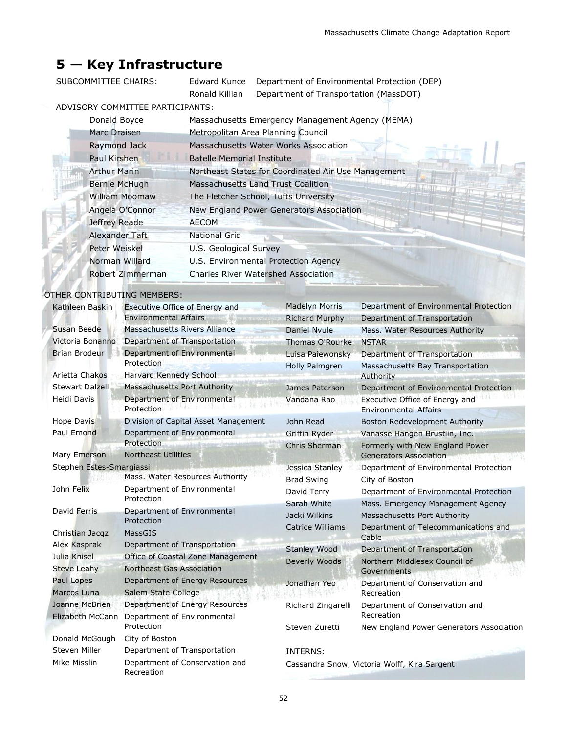# 5 — Key Infrastructure

SUBCOMMITTEE CHAIRS:

| | |
|---|---|
| Edward Kunce | Department of Environmental Protection (DEP) |
| Ronald Killian | Department of Transportation (MassDOT) |

ADVISORY COMMITTEE PARTICIPANTS:

| | |
|---|---|
| Donald Boyce | Massachusetts Emergency Management Agency (MEMA) |
| Marc Draisen | Metropolitan Area Planning Council |
| Raymond Jack | Massachusetts Water Works Association |
| Paul Kirshen | Batelle Memorial Institute |
| Arthur Marin | Northeast States for Coordinated Air Use Management |
| Bernie McHugh | Massachusetts Land Trust Coalition |
| William Moomaw | The Fletcher School, Tufts University |
| Angela O'Connor | New England Power Generators Association |
| Jeffrey Reade | AECOM |
| Alexander Taft | National Grid |
| Peter Weiskel | U.S. Geological Survey |
| Norman Willard | U.S. Environmental Protection Agency |
| Robert Zimmerman | Charles River Watershed Association |

OTHER CONTRIBUTING MEMBERS:

| | |
|---|---|
| Kathleen Baskin | Executive Office of Energy and Environmental Affairs |
| Susan Beede | Massachusetts Rivers Alliance |
| Victoria Bonanno | Department of Transportation |
| Brian Brodeur | Department of Environmental Protection |
| Arietta Chakos | Harvard Kennedy School |
| Stewart Dalzell | Massachusetts Port Authority |
| Heidi Davis | Department of Environmental Protection |
| Hope Davis | Division of Capital Asset Management |
| Paul Emond | Department of Environmental Protection |
| Mary Emerson | Northeast Utilities |
| Stephen Estes-Smargiassi | Mass. Water Resources Authority |
| John Felix | Department of Environmental Protection |
| David Ferris | Department of Environmental Protection |
| Christian Jacqz | MassGIS |
| Alex Kasprak | Department of Transportation |
| Julia Knisel | Office of Coastal Zone Management |
| Steve Leahy | Northeast Gas Association |
| Paul Lopes | Department of Energy Resources |
| Marcos Luna | Salem State College |
| Joanne McBrien | Department of Energy Resources |
| Elizabeth McCann | Department of Environmental Protection |
| Donald McGough | City of Boston |
| Steven Miller | Department of Transportation |
| Mike Misslin | Department of Conservation and Recreation |
| Madelyn Morris | Department of Environmental Protection |
| Richard Murphy | Department of Transportation |
| Daniel Nvule | Mass. Water Resources Authority |
| Thomas O'Rourke | NSTAR |
| Luisa Paiewonsky | Department of Transportation |
| Holly Palmgren | Massachusetts Bay Transportation Authority |
| James Paterson | Department of Environmental Protection |
| Vandana Rao | Executive Office of Energy and Environmental Affairs |
| John Read | Boston Redevelopment Authority |
| Griffin Ryder | Vanasse Hangen Brustlin, Inc. |
| Chris Sherman | Formerly with New England Power Generators Association |
| Jessica Stanley | Department of Environmental Protection |
| Brad Swing | City of Boston |
| David Terry | Department of Environmental Protection |
| Sarah White | Mass. Emergency Management Agency |
| Jacki Wilkins | Massachusetts Port Authority |
| Catrice Williams | Department of Telecommunications and Cable |
| Stanley Wood | Department of Transportation |
| Beverly Woods | Northern Middlesex Council of Governments |
| Jonathan Yeo | Department of Conservation and Recreation |
| Richard Zingarelli | Department of Conservation and Recreation |
| Steven Zuretti | New England Power Generators Association |

INTERNS:

Cassandra Snow, Victoria Wolff, Kira Sargent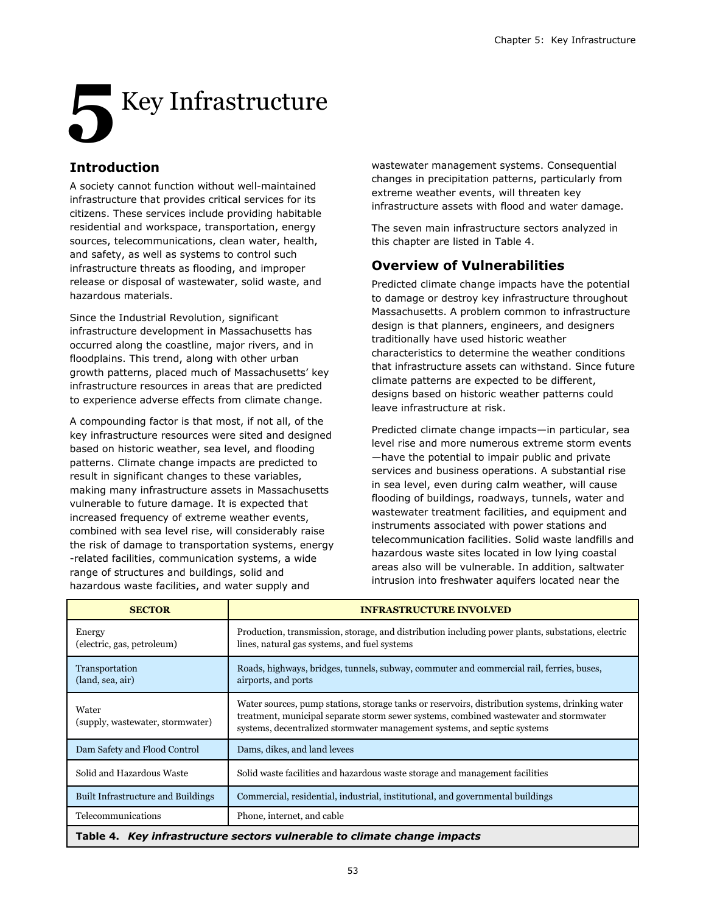// Chapter heading
# 5 Key Infrastructure

## Introduction

A society cannot function without well-maintained infrastructure that provides critical services for its citizens. These services include providing habitable residential and workspace, transportation, energy sources, telecommunications, clean water, health, and safety, as well as systems to control such infrastructure threats as flooding, and improper release or disposal of wastewater, solid waste, and hazardous materials.

Since the Industrial Revolution, significant infrastructure development in Massachusetts has occurred along the coastline, major rivers, and in floodplains. This trend, along with other urban growth patterns, placed much of Massachusetts' key infrastructure resources in areas that are predicted to experience adverse effects from climate change.

A compounding factor is that most, if not all, of the key infrastructure resources were sited and designed based on historic weather, sea level, and flooding patterns. Climate change impacts are predicted to result in significant changes to these variables, making many infrastructure assets in Massachusetts vulnerable to future damage. It is expected that increased frequency of extreme weather events, combined with sea level rise, will considerably raise the risk of damage to transportation systems, energy-related facilities, communication systems, a wide range of structures and buildings, solid and hazardous waste facilities, and water supply and wastewater management systems. Consequential changes in precipitation patterns, particularly from extreme weather events, will threaten key infrastructure assets with flood and water damage.

The seven main infrastructure sectors analyzed in this chapter are listed in Table 4.

## Overview of Vulnerabilities

Predicted climate change impacts have the potential to damage or destroy key infrastructure throughout Massachusetts. A problem common to infrastructure design is that planners, engineers, and designers traditionally have used historic weather characteristics to determine the weather conditions that infrastructure assets can withstand. Since future climate patterns are expected to be different, designs based on historic weather patterns could leave infrastructure at risk.

Predicted climate change impacts—in particular, sea level rise and more numerous extreme storm events—have the potential to impair public and private services and business operations. A substantial rise in sea level, even during calm weather, will cause flooding of buildings, roadways, tunnels, water and wastewater treatment facilities, and equipment and instruments associated with power stations and telecommunication facilities. Solid waste landfills and hazardous waste sites located in low lying coastal areas also will be vulnerable. In addition, saltwater intrusion into freshwater aquifers located near the

| SECTOR | INFRASTRUCTURE INVOLVED |
| --- | --- |
| Energy (electric, gas, petroleum) | Production, transmission, storage, and distribution including power plants, substations, electric lines, natural gas systems, and fuel systems |
| Transportation (land, sea, air) | Roads, highways, bridges, tunnels, subway, commuter and commercial rail, ferries, buses, airports, and ports |
| Water (supply, wastewater, stormwater) | Water sources, pump stations, storage tanks or reservoirs, distribution systems, drinking water treatment, municipal separate storm sewer systems, combined wastewater and stormwater systems, decentralized stormwater management systems, and septic systems |
| Dam Safety and Flood Control | Dams, dikes, and land levees |
| Solid and Hazardous Waste | Solid waste facilities and hazardous waste storage and management facilities |
| Built Infrastructure and Buildings | Commercial, residential, industrial, institutional, and governmental buildings |
| Telecommunications | Phone, internet, and cable |

**Table 4.** ***Key infrastructure sectors vulnerable to climate change impacts***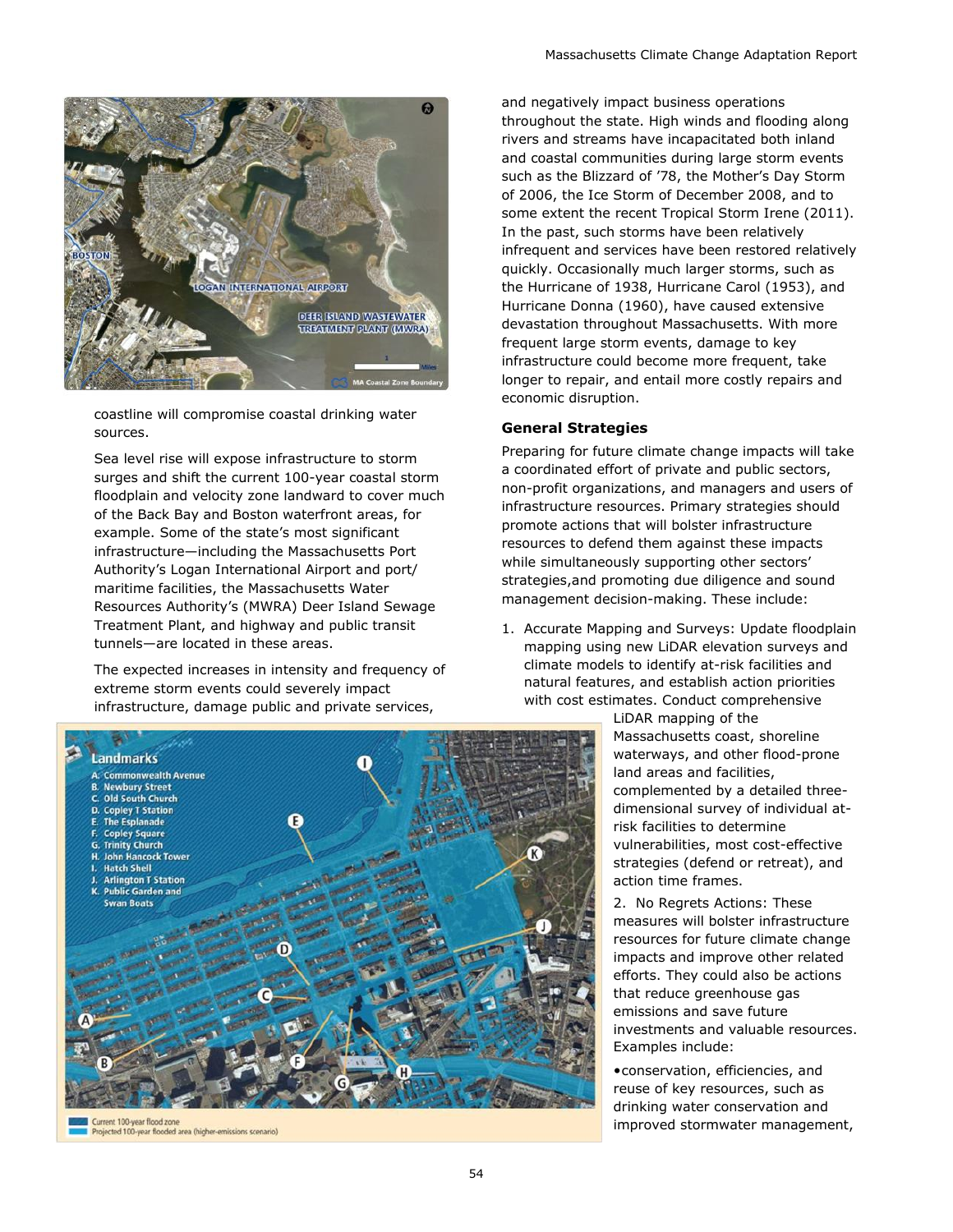coastline will compromise coastal drinking water sources.

Sea level rise will expose infrastructure to storm surges and shift the current 100-year coastal storm floodplain and velocity zone landward to cover much of the Back Bay and Boston waterfront areas, for example. Some of the state's most significant infrastructure—including the Massachusetts Port Authority's Logan International Airport and port/maritime facilities, the Massachusetts Water Resources Authority's (MWRA) Deer Island Sewage Treatment Plant, and highway and public transit tunnels—are located in these areas.

The expected increases in intensity and frequency of extreme storm events could severely impact infrastructure, damage public and private services, and negatively impact business operations throughout the state. High winds and flooding along rivers and streams have incapacitated both inland and coastal communities during large storm events such as the Blizzard of '78, the Mother's Day Storm of 2006, the Ice Storm of December 2008, and to some extent the recent Tropical Storm Irene (2011). In the past, such storms have been relatively infrequent and services have been restored relatively quickly. Occasionally much larger storms, such as the Hurricane of 1938, Hurricane Carol (1953), and Hurricane Donna (1960), have caused extensive devastation throughout Massachusetts. With more frequent large storm events, damage to key infrastructure could become more frequent, take longer to repair, and entail more costly repairs and economic disruption.

### General Strategies

Preparing for future climate change impacts will take a coordinated effort of private and public sectors, non-profit organizations, and managers and users of infrastructure resources. Primary strategies should promote actions that will bolster infrastructure resources to defend them against these impacts while simultaneously supporting other sectors' strategies,and promoting due diligence and sound management decision-making. These include:

1. Accurate Mapping and Surveys: Update floodplain mapping using new LiDAR elevation surveys and climate models to identify at-risk facilities and natural features, and establish action priorities with cost estimates. Conduct comprehensive LiDAR mapping of the Massachusetts coast, shoreline waterways, and other flood-prone land areas and facilities, complemented by a detailed three-dimensional survey of individual at-risk facilities to determine vulnerabilities, most cost-effective strategies (defend or retreat), and action time frames.

2. No Regrets Actions: These measures will bolster infrastructure resources for future climate change impacts and improve other related efforts. They could also be actions that reduce greenhouse gas emissions and save future investments and valuable resources. Examples include:

- conservation, efficiencies, and reuse of key resources, such as drinking water conservation and improved stormwater management,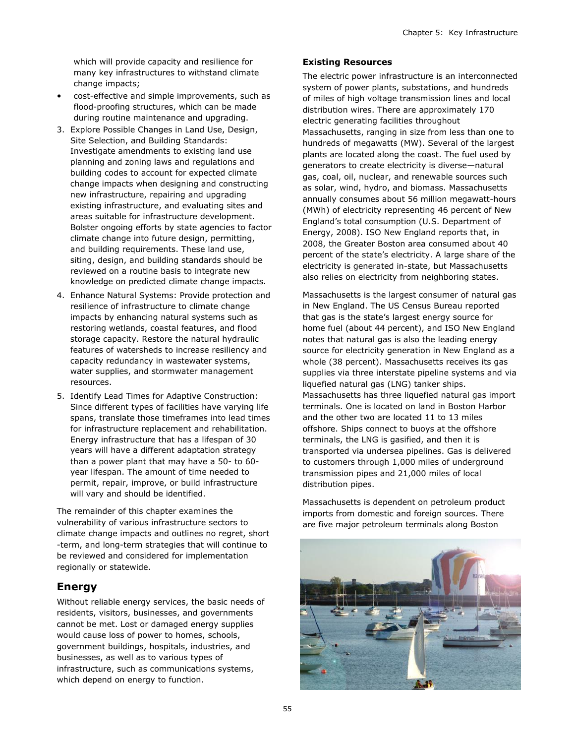which will provide capacity and resilience for many key infrastructures to withstand climate change impacts;

- cost-effective and simple improvements, such as flood-proofing structures, which can be made during routine maintenance and upgrading.

3. Explore Possible Changes in Land Use, Design, Site Selection, and Building Standards: Investigate amendments to existing land use planning and zoning laws and regulations and building codes to account for expected climate change impacts when designing and constructing new infrastructure, repairing and upgrading existing infrastructure, and evaluating sites and areas suitable for infrastructure development. Bolster ongoing efforts by state agencies to factor climate change into future design, permitting, and building requirements. These land use, siting, design, and building standards should be reviewed on a routine basis to integrate new knowledge on predicted climate change impacts.
4. Enhance Natural Systems: Provide protection and resilience of infrastructure to climate change impacts by enhancing natural systems such as restoring wetlands, coastal features, and flood storage capacity. Restore the natural hydraulic features of watersheds to increase resiliency and capacity redundancy in wastewater systems, water supplies, and stormwater management resources.
5. Identify Lead Times for Adaptive Construction: Since different types of facilities have varying life spans, translate those timeframes into lead times for infrastructure replacement and rehabilitation. Energy infrastructure that has a lifespan of 30 years will have a different adaptation strategy than a power plant that may have a 50- to 60-year lifespan. The amount of time needed to permit, repair, improve, or build infrastructure will vary and should be identified.

The remainder of this chapter examines the vulnerability of various infrastructure sectors to climate change impacts and outlines no regret, short-term, and long-term strategies that will continue to be reviewed and considered for implementation regionally or statewide.

## Energy

Without reliable energy services, the basic needs of residents, visitors, businesses, and governments cannot be met. Lost or damaged energy supplies would cause loss of power to homes, schools, government buildings, hospitals, industries, and businesses, as well as to various types of infrastructure, such as communications systems, which depend on energy to function.

### Existing Resources

The electric power infrastructure is an interconnected system of power plants, substations, and hundreds of miles of high voltage transmission lines and local distribution wires. There are approximately 170 electric generating facilities throughout Massachusetts, ranging in size from less than one to hundreds of megawatts (MW). Several of the largest plants are located along the coast. The fuel used by generators to create electricity is diverse—natural gas, coal, oil, nuclear, and renewable sources such as solar, wind, hydro, and biomass. Massachusetts annually consumes about 56 million megawatt-hours (MWh) of electricity representing 46 percent of New England's total consumption (U.S. Department of Energy, 2008). ISO New England reports that, in 2008, the Greater Boston area consumed about 40 percent of the state's electricity. A large share of the electricity is generated in-state, but Massachusetts also relies on electricity from neighboring states.

Massachusetts is the largest consumer of natural gas in New England. The US Census Bureau reported that gas is the state's largest energy source for home fuel (about 44 percent), and ISO New England notes that natural gas is also the leading energy source for electricity generation in New England as a whole (38 percent). Massachusetts receives its gas supplies via three interstate pipeline systems and via liquefied natural gas (LNG) tanker ships. Massachusetts has three liquefied natural gas import terminals. One is located on land in Boston Harbor and the other two are located 11 to 13 miles offshore. Ships connect to buoys at the offshore terminals, the LNG is gasified, and then it is transported via undersea pipelines. Gas is delivered to customers through 1,000 miles of underground transmission pipes and 21,000 miles of local distribution pipes.

Massachusetts is dependent on petroleum product imports from domestic and foreign sources. There are five major petroleum terminals along Boston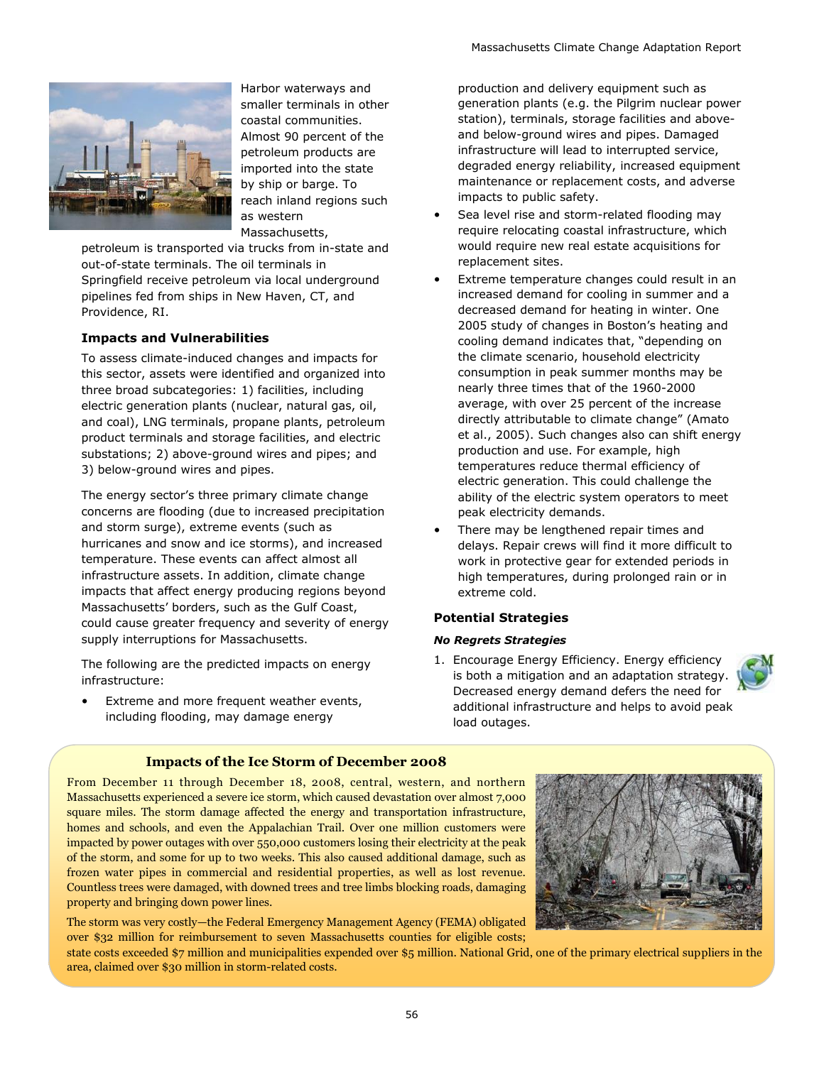Harbor waterways and smaller terminals in other coastal communities. Almost 90 percent of the petroleum products are imported into the state by ship or barge. To reach inland regions such as western Massachusetts, petroleum is transported via trucks from in-state and out-of-state terminals. The oil terminals in Springfield receive petroleum via local underground pipelines fed from ships in New Haven, CT, and Providence, RI.

### Impacts and Vulnerabilities

To assess climate-induced changes and impacts for this sector, assets were identified and organized into three broad subcategories: 1) facilities, including electric generation plants (nuclear, natural gas, oil, and coal), LNG terminals, propane plants, petroleum product terminals and storage facilities, and electric substations; 2) above-ground wires and pipes; and 3) below-ground wires and pipes.

The energy sector's three primary climate change concerns are flooding (due to increased precipitation and storm surge), extreme events (such as hurricanes and snow and ice storms), and increased temperature. These events can affect almost all infrastructure assets. In addition, climate change impacts that affect energy producing regions beyond Massachusetts' borders, such as the Gulf Coast, could cause greater frequency and severity of energy supply interruptions for Massachusetts.

The following are the predicted impacts on energy infrastructure:

- Extreme and more frequent weather events, including flooding, may damage energy production and delivery equipment such as generation plants (e.g. the Pilgrim nuclear power station), terminals, storage facilities and above- and below-ground wires and pipes. Damaged infrastructure will lead to interrupted service, degraded energy reliability, increased equipment maintenance or replacement costs, and adverse impacts to public safety.
- Sea level rise and storm-related flooding may require relocating coastal infrastructure, which would require new real estate acquisitions for replacement sites.
- Extreme temperature changes could result in an increased demand for cooling in summer and a decreased demand for heating in winter. One 2005 study of changes in Boston's heating and cooling demand indicates that, "depending on the climate scenario, household electricity consumption in peak summer months may be nearly three times that of the 1960-2000 average, with over 25 percent of the increase directly attributable to climate change" (Amato et al., 2005). Such changes also can shift energy production and use. For example, high temperatures reduce thermal efficiency of electric generation. This could challenge the ability of the electric system operators to meet peak electricity demands.
- There may be lengthened repair times and delays. Repair crews will find it more difficult to work in protective gear for extended periods in high temperatures, during prolonged rain or in extreme cold.

### Potential Strategies

#### *No Regrets Strategies*

1. Encourage Energy Efficiency. Energy efficiency is both a mitigation and an adaptation strategy. Decreased energy demand defers the need for additional infrastructure and helps to avoid peak load outages.

### Impacts of the Ice Storm of December 2008

From December 11 through December 18, 2008, central, western, and northern Massachusetts experienced a severe ice storm, which caused devastation over almost 7,000 square miles. The storm damage affected the energy and transportation infrastructure, homes and schools, and even the Appalachian Trail. Over one million customers were impacted by power outages with over 550,000 customers losing their electricity at the peak of the storm, and some for up to two weeks. This also caused additional damage, such as frozen water pipes in commercial and residential properties, as well as lost revenue. Countless trees were damaged, with downed trees and tree limbs blocking roads, damaging property and bringing down power lines.

The storm was very costly—the Federal Emergency Management Agency (FEMA) obligated over $32 million for reimbursement to seven Massachusetts counties for eligible costs; state costs exceeded $7 million and municipalities expended over $5 million. National Grid, one of the primary electrical suppliers in the area, claimed over $30 million in storm-related costs.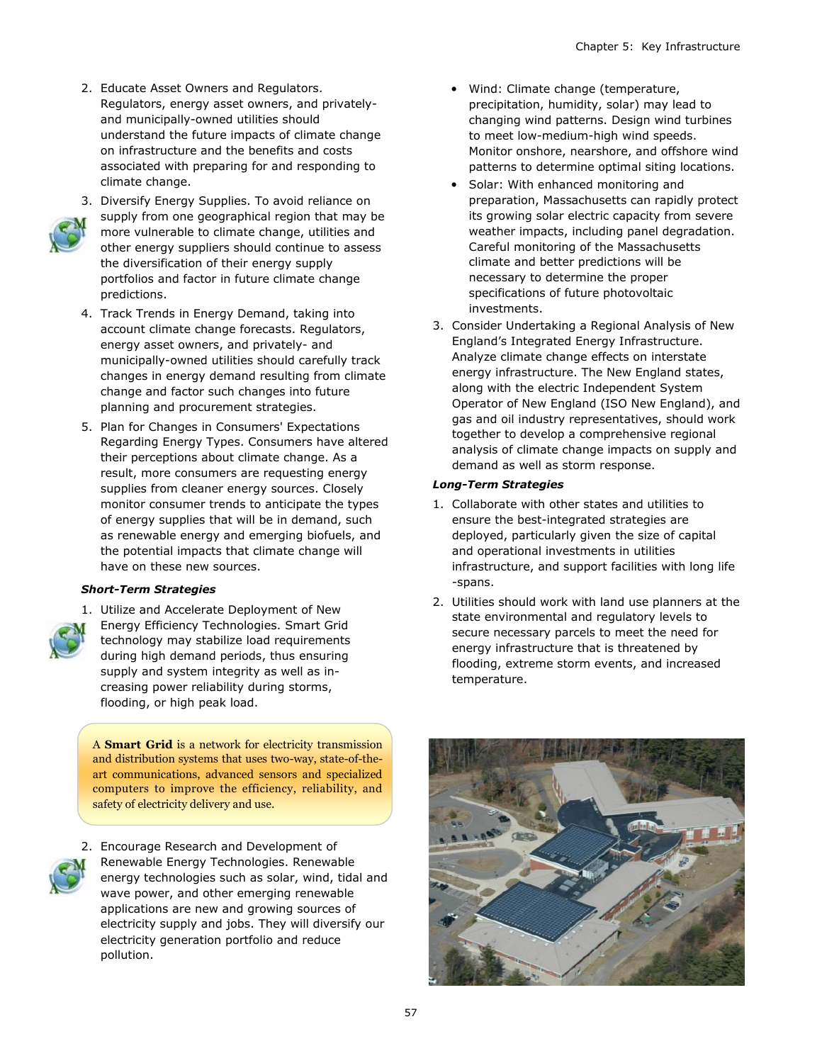2. Educate Asset Owners and Regulators. Regulators, energy asset owners, and privately- and municipally-owned utilities should understand the future impacts of climate change on infrastructure and the benefits and costs associated with preparing for and responding to climate change.
3. Diversify Energy Supplies. To avoid reliance on supply from one geographical region that may be more vulnerable to climate change, utilities and other energy suppliers should continue to assess the diversification of their energy supply portfolios and factor in future climate change predictions.
4. Track Trends in Energy Demand, taking into account climate change forecasts. Regulators, energy asset owners, and privately- and municipally-owned utilities should carefully track changes in energy demand resulting from climate change and factor such changes into future planning and procurement strategies.
5. Plan for Changes in Consumers' Expectations Regarding Energy Types. Consumers have altered their perceptions about climate change. As a result, more consumers are requesting energy supplies from cleaner energy sources. Closely monitor consumer trends to anticipate the types of energy supplies that will be in demand, such as renewable energy and emerging biofuels, and the potential impacts that climate change will have on these new sources.

***Short-Term Strategies***

1. Utilize and Accelerate Deployment of New Energy Efficiency Technologies. Smart Grid technology may stabilize load requirements during high demand periods, thus ensuring supply and system integrity as well as increasing power reliability during storms, flooding, or high peak load.

A **Smart Grid** is a network for electricity transmission and distribution systems that uses two-way, state-of-the-art communications, advanced sensors and specialized computers to improve the efficiency, reliability, and safety of electricity delivery and use.

2. Encourage Research and Development of Renewable Energy Technologies. Renewable energy technologies such as solar, wind, tidal and wave power, and other emerging renewable applications are new and growing sources of electricity supply and jobs. They will diversify our electricity generation portfolio and reduce pollution.
   - Wind: Climate change (temperature, precipitation, humidity, solar) may lead to changing wind patterns. Design wind turbines to meet low-medium-high wind speeds. Monitor onshore, nearshore, and offshore wind patterns to determine optimal siting locations.
   - Solar: With enhanced monitoring and preparation, Massachusetts can rapidly protect its growing solar electric capacity from severe weather impacts, including panel degradation. Careful monitoring of the Massachusetts climate and better predictions will be necessary to determine the proper specifications of future photovoltaic investments.
3. Consider Undertaking a Regional Analysis of New England's Integrated Energy Infrastructure. Analyze climate change effects on interstate energy infrastructure. The New England states, along with the electric Independent System Operator of New England (ISO New England), and gas and oil industry representatives, should work together to develop a comprehensive regional analysis of climate change impacts on supply and demand as well as storm response.

***Long-Term Strategies***

1. Collaborate with other states and utilities to ensure the best-integrated strategies are deployed, particularly given the size of capital and operational investments in utilities infrastructure, and support facilities with long life-spans.
2. Utilities should work with land use planners at the state environmental and regulatory levels to secure necessary parcels to meet the need for energy infrastructure that is threatened by flooding, extreme storm events, and increased temperature.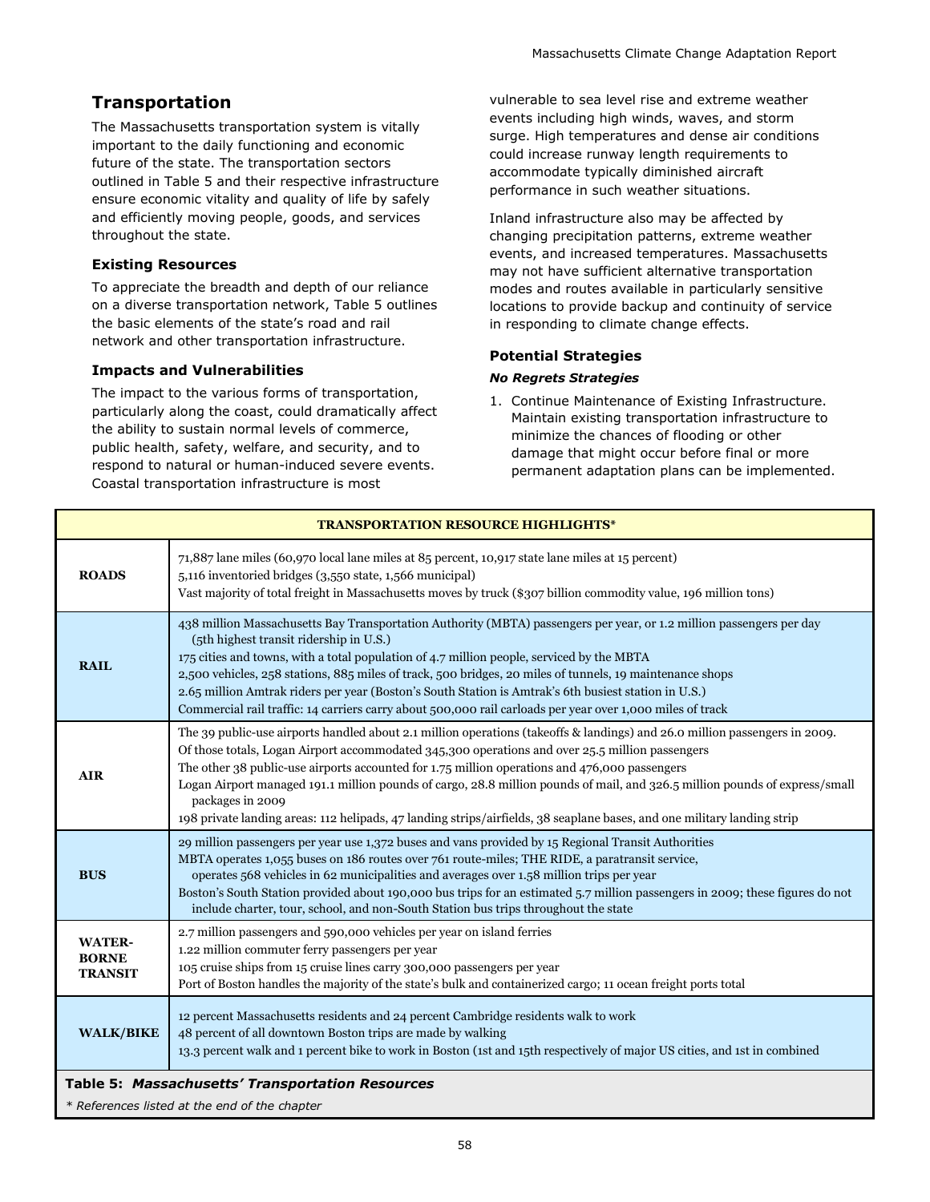## Transportation

The Massachusetts transportation system is vitally important to the daily functioning and economic future of the state. The transportation sectors outlined in Table 5 and their respective infrastructure ensure economic vitality and quality of life by safely and efficiently moving people, goods, and services throughout the state.

### Existing Resources

To appreciate the breadth and depth of our reliance on a diverse transportation network, Table 5 outlines the basic elements of the state's road and rail network and other transportation infrastructure.

### Impacts and Vulnerabilities

The impact to the various forms of transportation, particularly along the coast, could dramatically affect the ability to sustain normal levels of commerce, public health, safety, welfare, and security, and to respond to natural or human-induced severe events. Coastal transportation infrastructure is most vulnerable to sea level rise and extreme weather events including high winds, waves, and storm surge. High temperatures and dense air conditions could increase runway length requirements to accommodate typically diminished aircraft performance in such weather situations.

Inland infrastructure also may be affected by changing precipitation patterns, extreme weather events, and increased temperatures. Massachusetts may not have sufficient alternative transportation modes and routes available in particularly sensitive locations to provide backup and continuity of service in responding to climate change effects.

### Potential Strategies

#### *No Regrets Strategies*

1. Continue Maintenance of Existing Infrastructure. Maintain existing transportation infrastructure to minimize the chances of flooding or other damage that might occur before final or more permanent adaptation plans can be implemented.

| TRANSPORTATION RESOURCE HIGHLIGHTS* | |
|---|---|
| **ROADS** | 71,887 lane miles (60,970 local lane miles at 85 percent, 10,917 state lane miles at 15 percent)<br>5,116 inventoried bridges (3,550 state, 1,566 municipal)<br>Vast majority of total freight in Massachusetts moves by truck ($307 billion commodity value, 196 million tons) |
| **RAIL** | 438 million Massachusetts Bay Transportation Authority (MBTA) passengers per year, or 1.2 million passengers per day (5th highest transit ridership in U.S.)<br>175 cities and towns, with a total population of 4.7 million people, serviced by the MBTA<br>2,500 vehicles, 258 stations, 885 miles of track, 500 bridges, 20 miles of tunnels, 19 maintenance shops<br>2.65 million Amtrak riders per year (Boston's South Station is Amtrak's 6th busiest station in U.S.)<br>Commercial rail traffic: 14 carriers carry about 500,000 rail carloads per year over 1,000 miles of track |
| **AIR** | The 39 public-use airports handled about 2.1 million operations (takeoffs & landings) and 26.0 million passengers in 2009. Of those totals, Logan Airport accommodated 345,300 operations and over 25.5 million passengers<br>The other 38 public-use airports accounted for 1.75 million operations and 476,000 passengers<br>Logan Airport managed 191.1 million pounds of cargo, 28.8 million pounds of mail, and 326.5 million pounds of express/small packages in 2009<br>198 private landing areas: 112 helipads, 47 landing strips/airfields, 38 seaplane bases, and one military landing strip |
| **BUS** | 29 million passengers per year use 1,372 buses and vans provided by 15 Regional Transit Authorities<br>MBTA operates 1,055 buses on 186 routes over 761 route-miles; THE RIDE, a paratransit service, operates 568 vehicles in 62 municipalities and averages over 1.58 million trips per year<br>Boston's South Station provided about 190,000 bus trips for an estimated 5.7 million passengers in 2009; these figures do not include charter, tour, school, and non-South Station bus trips throughout the state |
| **WATER-BORNE TRANSIT** | 2.7 million passengers and 590,000 vehicles per year on island ferries<br>1.22 million commuter ferry passengers per year<br>105 cruise ships from 15 cruise lines carry 300,000 passengers per year<br>Port of Boston handles the majority of the state's bulk and containerized cargo; 11 ocean freight ports total |
| **WALK/BIKE** | 12 percent Massachusetts residents and 24 percent Cambridge residents walk to work<br>48 percent of all downtown Boston trips are made by walking<br>13.3 percent walk and 1 percent bike to work in Boston (1st and 15th respectively of major US cities, and 1st in combined |

**Table 5:** ***Massachusetts' Transportation Resources***

*\* References listed at the end of the chapter*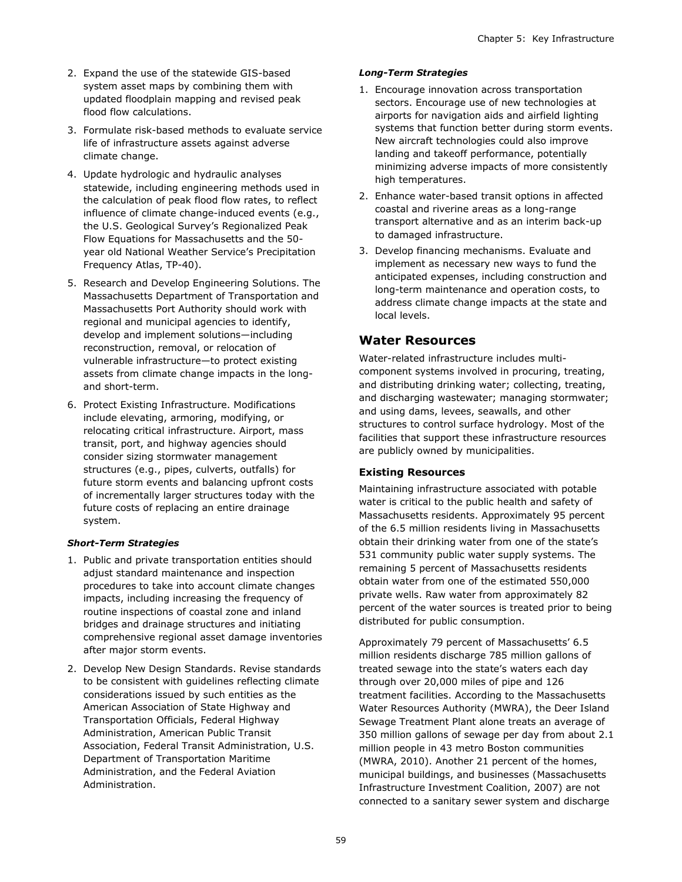2. Expand the use of the statewide GIS-based system asset maps by combining them with updated floodplain mapping and revised peak flood flow calculations.
3. Formulate risk-based methods to evaluate service life of infrastructure assets against adverse climate change.
4. Update hydrologic and hydraulic analyses statewide, including engineering methods used in the calculation of peak flood flow rates, to reflect influence of climate change-induced events (e.g., the U.S. Geological Survey's Regionalized Peak Flow Equations for Massachusetts and the 50-year old National Weather Service's Precipitation Frequency Atlas, TP-40).
5. Research and Develop Engineering Solutions. The Massachusetts Department of Transportation and Massachusetts Port Authority should work with regional and municipal agencies to identify, develop and implement solutions—including reconstruction, removal, or relocation of vulnerable infrastructure—to protect existing assets from climate change impacts in the long- and short-term.
6. Protect Existing Infrastructure. Modifications include elevating, armoring, modifying, or relocating critical infrastructure. Airport, mass transit, port, and highway agencies should consider sizing stormwater management structures (e.g., pipes, culverts, outfalls) for future storm events and balancing upfront costs of incrementally larger structures today with the future costs of replacing an entire drainage system.

#### *Short-Term Strategies*

1. Public and private transportation entities should adjust standard maintenance and inspection procedures to take into account climate changes impacts, including increasing the frequency of routine inspections of coastal zone and inland bridges and drainage structures and initiating comprehensive regional asset damage inventories after major storm events.
2. Develop New Design Standards. Revise standards to be consistent with guidelines reflecting climate considerations issued by such entities as the American Association of State Highway and Transportation Officials, Federal Highway Administration, American Public Transit Association, Federal Transit Administration, U.S. Department of Transportation Maritime Administration, and the Federal Aviation Administration.

#### *Long-Term Strategies*

1. Encourage innovation across transportation sectors. Encourage use of new technologies at airports for navigation aids and airfield lighting systems that function better during storm events. New aircraft technologies could also improve landing and takeoff performance, potentially minimizing adverse impacts of more consistently high temperatures.
2. Enhance water-based transit options in affected coastal and riverine areas as a long-range transport alternative and as an interim back-up to damaged infrastructure.
3. Develop financing mechanisms. Evaluate and implement as necessary new ways to fund the anticipated expenses, including construction and long-term maintenance and operation costs, to address climate change impacts at the state and local levels.

## Water Resources

Water-related infrastructure includes multi-component systems involved in procuring, treating, and distributing drinking water; collecting, treating, and discharging wastewater; managing stormwater; and using dams, levees, seawalls, and other structures to control surface hydrology. Most of the facilities that support these infrastructure resources are publicly owned by municipalities.

### Existing Resources

Maintaining infrastructure associated with potable water is critical to the public health and safety of Massachusetts residents. Approximately 95 percent of the 6.5 million residents living in Massachusetts obtain their drinking water from one of the state's 531 community public water supply systems. The remaining 5 percent of Massachusetts residents obtain water from one of the estimated 550,000 private wells. Raw water from approximately 82 percent of the water sources is treated prior to being distributed for public consumption.

Approximately 79 percent of Massachusetts' 6.5 million residents discharge 785 million gallons of treated sewage into the state's waters each day through over 20,000 miles of pipe and 126 treatment facilities. According to the Massachusetts Water Resources Authority (MWRA), the Deer Island Sewage Treatment Plant alone treats an average of 350 million gallons of sewage per day from about 2.1 million people in 43 metro Boston communities (MWRA, 2010). Another 21 percent of the homes, municipal buildings, and businesses (Massachusetts Infrastructure Investment Coalition, 2007) are not connected to a sanitary sewer system and discharge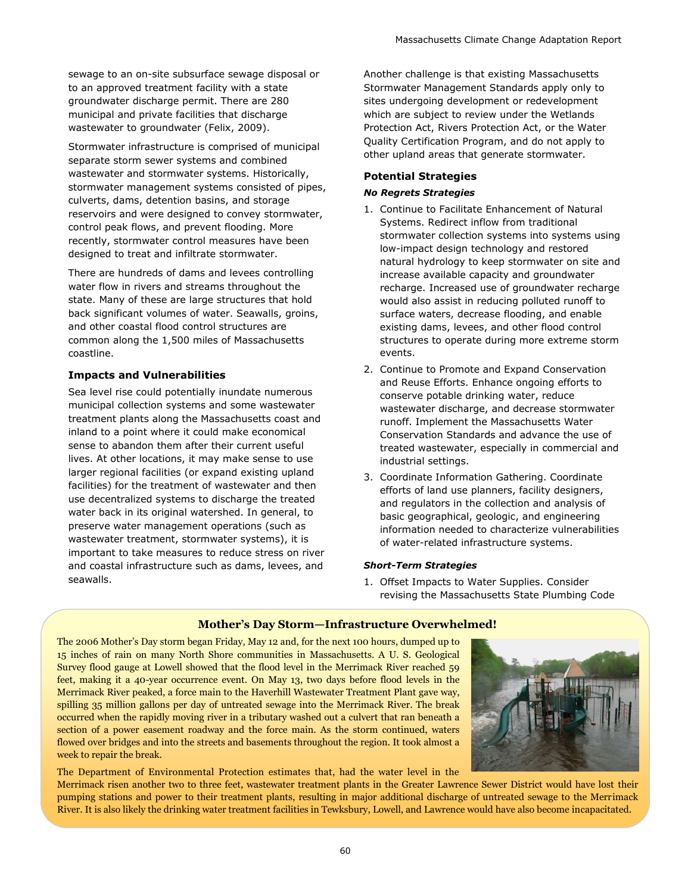sewage to an on-site subsurface sewage disposal or to an approved treatment facility with a state groundwater discharge permit. There are 280 municipal and private facilities that discharge wastewater to groundwater (Felix, 2009).

Stormwater infrastructure is comprised of municipal separate storm sewer systems and combined wastewater and stormwater systems. Historically, stormwater management systems consisted of pipes, culverts, dams, detention basins, and storage reservoirs and were designed to convey stormwater, control peak flows, and prevent flooding. More recently, stormwater control measures have been designed to treat and infiltrate stormwater.

There are hundreds of dams and levees controlling water flow in rivers and streams throughout the state. Many of these are large structures that hold back significant volumes of water. Seawalls, groins, and other coastal flood control structures are common along the 1,500 miles of Massachusetts coastline.

### Impacts and Vulnerabilities

Sea level rise could potentially inundate numerous municipal collection systems and some wastewater treatment plants along the Massachusetts coast and inland to a point where it could make economical sense to abandon them after their current useful lives. At other locations, it may make sense to use larger regional facilities (or expand existing upland facilities) for the treatment of wastewater and then use decentralized systems to discharge the treated water back in its original watershed. In general, to preserve water management operations (such as wastewater treatment, stormwater systems), it is important to take measures to reduce stress on river and coastal infrastructure such as dams, levees, and seawalls.

Another challenge is that existing Massachusetts Stormwater Management Standards apply only to sites undergoing development or redevelopment which are subject to review under the Wetlands Protection Act, Rivers Protection Act, or the Water Quality Certification Program, and do not apply to other upland areas that generate stormwater.

### Potential Strategies

#### *No Regrets Strategies*

1. Continue to Facilitate Enhancement of Natural Systems. Redirect inflow from traditional stormwater collection systems into systems using low-impact design technology and restored natural hydrology to keep stormwater on site and increase available capacity and groundwater recharge. Increased use of groundwater recharge would also assist in reducing polluted runoff to surface waters, decrease flooding, and enable existing dams, levees, and other flood control structures to operate during more extreme storm events.
2. Continue to Promote and Expand Conservation and Reuse Efforts. Enhance ongoing efforts to conserve potable drinking water, reduce wastewater discharge, and decrease stormwater runoff. Implement the Massachusetts Water Conservation Standards and advance the use of treated wastewater, especially in commercial and industrial settings.
3. Coordinate Information Gathering. Coordinate efforts of land use planners, facility designers, and regulators in the collection and analysis of basic geographical, geologic, and engineering information needed to characterize vulnerabilities of water-related infrastructure systems.

#### *Short-Term Strategies*

1. Offset Impacts to Water Supplies. Consider revising the Massachusetts State Plumbing Code

---

**Mother's Day Storm—Infrastructure Overwhelmed!**

The 2006 Mother's Day storm began Friday, May 12 and, for the next 100 hours, dumped up to 15 inches of rain on many North Shore communities in Massachusetts. A U. S. Geological Survey flood gauge at Lowell showed that the flood level in the Merrimack River reached 59 feet, making it a 40-year occurrence event. On May 13, two days before flood levels in the Merrimack River peaked, a force main to the Haverhill Wastewater Treatment Plant gave way, spilling 35 million gallons per day of untreated sewage into the Merrimack River. The break occurred when the rapidly moving river in a tributary washed out a culvert that ran beneath a section of a power easement roadway and the force main. As the storm continued, waters flowed over bridges and into the streets and basements throughout the region. It took almost a week to repair the break.

The Department of Environmental Protection estimates that, had the water level in the Merrimack risen another two to three feet, wastewater treatment plants in the Greater Lawrence Sewer District would have lost their pumping stations and power to their treatment plants, resulting in major additional discharge of untreated sewage to the Merrimack River. It is also likely the drinking water treatment facilities in Tewksbury, Lowell, and Lawrence would have also become incapacitated.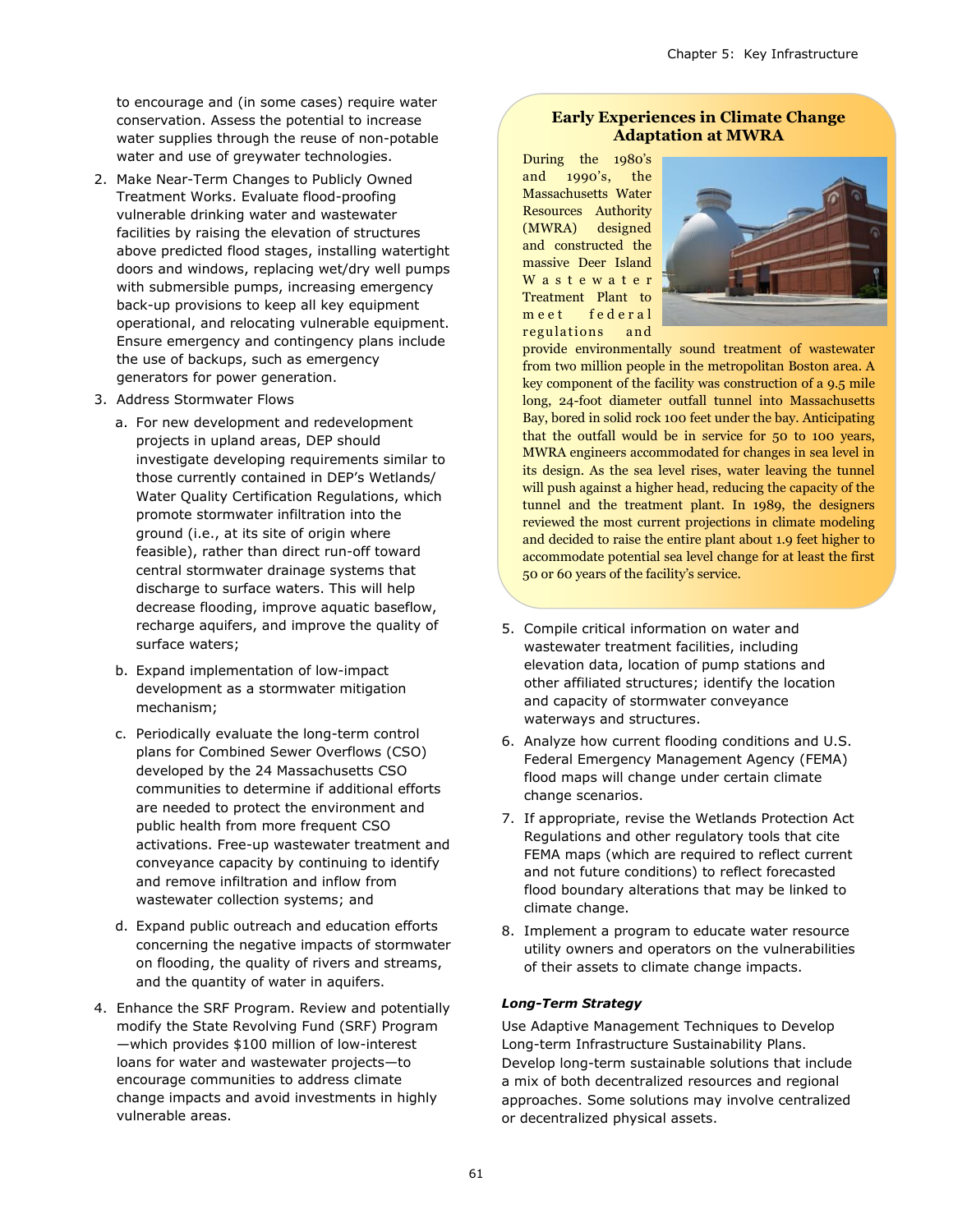to encourage and (in some cases) require water conservation. Assess the potential to increase water supplies through the reuse of non-potable water and use of greywater technologies.

2. Make Near-Term Changes to Publicly Owned Treatment Works. Evaluate flood-proofing vulnerable drinking water and wastewater facilities by raising the elevation of structures above predicted flood stages, installing watertight doors and windows, replacing wet/dry well pumps with submersible pumps, increasing emergency back-up provisions to keep all key equipment operational, and relocating vulnerable equipment. Ensure emergency and contingency plans include the use of backups, such as emergency generators for power generation.

3. Address Stormwater Flows

   a. For new development and redevelopment projects in upland areas, DEP should investigate developing requirements similar to those currently contained in DEP's Wetlands/ Water Quality Certification Regulations, which promote stormwater infiltration into the ground (i.e., at its site of origin where feasible), rather than direct run-off toward central stormwater drainage systems that discharge to surface waters. This will help decrease flooding, improve aquatic baseflow, recharge aquifers, and improve the quality of surface waters;

   b. Expand implementation of low-impact development as a stormwater mitigation mechanism;

   c. Periodically evaluate the long-term control plans for Combined Sewer Overflows (CSO) developed by the 24 Massachusetts CSO communities to determine if additional efforts are needed to protect the environment and public health from more frequent CSO activations. Free-up wastewater treatment and conveyance capacity by continuing to identify and remove infiltration and inflow from wastewater collection systems; and

   d. Expand public outreach and education efforts concerning the negative impacts of stormwater on flooding, the quality of rivers and streams, and the quantity of water in aquifers.

4. Enhance the SRF Program. Review and potentially modify the State Revolving Fund (SRF) Program—which provides $100 million of low-interest loans for water and wastewater projects—to encourage communities to address climate change impacts and avoid investments in highly vulnerable areas.

### Early Experiences in Climate Change Adaptation at MWRA

During the 1980's and 1990's, the Massachusetts Water Resources Authority (MWRA) designed and constructed the massive Deer Island Wastewater Treatment Plant to meet federal regulations and provide environmentally sound treatment of wastewater from two million people in the metropolitan Boston area. A key component of the facility was construction of a 9.5 mile long, 24-foot diameter outfall tunnel into Massachusetts Bay, bored in solid rock 100 feet under the bay. Anticipating that the outfall would be in service for 50 to 100 years, MWRA engineers accommodated for changes in sea level in its design. As the sea level rises, water leaving the tunnel will push against a higher head, reducing the capacity of the tunnel and the treatment plant. In 1989, the designers reviewed the most current projections in climate modeling and decided to raise the entire plant about 1.9 feet higher to accommodate potential sea level change for at least the first 50 or 60 years of the facility's service.

5. Compile critical information on water and wastewater treatment facilities, including elevation data, location of pump stations and other affiliated structures; identify the location and capacity of stormwater conveyance waterways and structures.

6. Analyze how current flooding conditions and U.S. Federal Emergency Management Agency (FEMA) flood maps will change under certain climate change scenarios.

7. If appropriate, revise the Wetlands Protection Act Regulations and other regulatory tools that cite FEMA maps (which are required to reflect current and not future conditions) to reflect forecasted flood boundary alterations that may be linked to climate change.

8. Implement a program to educate water resource utility owners and operators on the vulnerabilities of their assets to climate change impacts.

#### *Long-Term Strategy*

Use Adaptive Management Techniques to Develop Long-term Infrastructure Sustainability Plans. Develop long-term sustainable solutions that include a mix of both decentralized resources and regional approaches. Some solutions may involve centralized or decentralized physical assets.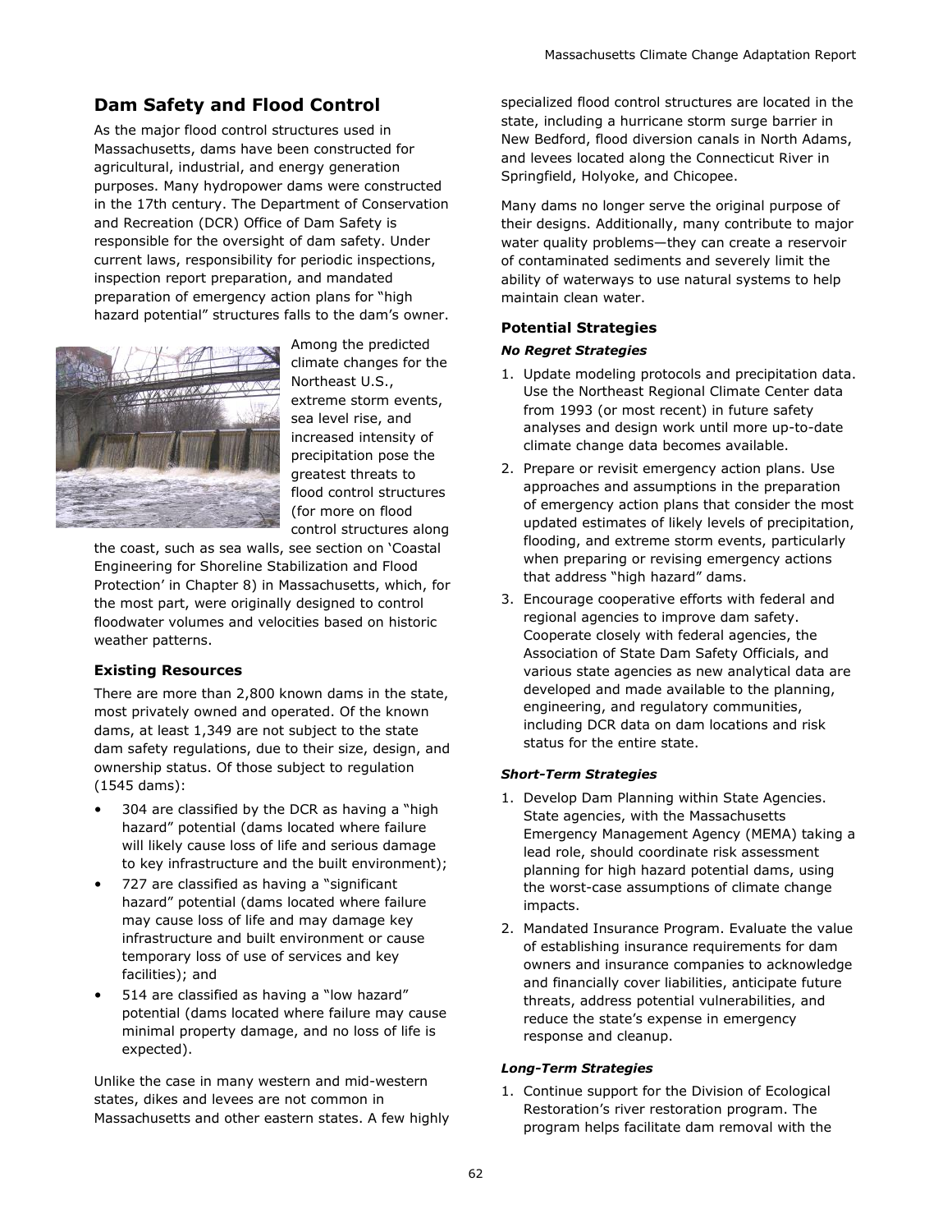## Dam Safety and Flood Control

As the major flood control structures used in Massachusetts, dams have been constructed for agricultural, industrial, and energy generation purposes. Many hydropower dams were constructed in the 17th century. The Department of Conservation and Recreation (DCR) Office of Dam Safety is responsible for the oversight of dam safety. Under current laws, responsibility for periodic inspections, inspection report preparation, and mandated preparation of emergency action plans for "high hazard potential" structures falls to the dam's owner.

Among the predicted climate changes for the Northeast U.S., extreme storm events, sea level rise, and increased intensity of precipitation pose the greatest threats to flood control structures (for more on flood control structures along the coast, such as sea walls, see section on 'Coastal Engineering for Shoreline Stabilization and Flood Protection' in Chapter 8) in Massachusetts, which, for the most part, were originally designed to control floodwater volumes and velocities based on historic weather patterns.

### Existing Resources

There are more than 2,800 known dams in the state, most privately owned and operated. Of the known dams, at least 1,349 are not subject to the state dam safety regulations, due to their size, design, and ownership status. Of those subject to regulation (1545 dams):

- 304 are classified by the DCR as having a "high hazard" potential (dams located where failure will likely cause loss of life and serious damage to key infrastructure and the built environment);
- 727 are classified as having a "significant hazard" potential (dams located where failure may cause loss of life and may damage key infrastructure and built environment or cause temporary loss of use of services and key facilities); and
- 514 are classified as having a "low hazard" potential (dams located where failure may cause minimal property damage, and no loss of life is expected).

Unlike the case in many western and mid-western states, dikes and levees are not common in Massachusetts and other eastern states. A few highly specialized flood control structures are located in the state, including a hurricane storm surge barrier in New Bedford, flood diversion canals in North Adams, and levees located along the Connecticut River in Springfield, Holyoke, and Chicopee.

Many dams no longer serve the original purpose of their designs. Additionally, many contribute to major water quality problems—they can create a reservoir of contaminated sediments and severely limit the ability of waterways to use natural systems to help maintain clean water.

### Potential Strategies

#### *No Regret Strategies*

1. Update modeling protocols and precipitation data. Use the Northeast Regional Climate Center data from 1993 (or most recent) in future safety analyses and design work until more up-to-date climate change data becomes available.
2. Prepare or revisit emergency action plans. Use approaches and assumptions in the preparation of emergency action plans that consider the most updated estimates of likely levels of precipitation, flooding, and extreme storm events, particularly when preparing or revising emergency actions that address "high hazard" dams.
3. Encourage cooperative efforts with federal and regional agencies to improve dam safety. Cooperate closely with federal agencies, the Association of State Dam Safety Officials, and various state agencies as new analytical data are developed and made available to the planning, engineering, and regulatory communities, including DCR data on dam locations and risk status for the entire state.

#### *Short-Term Strategies*

1. Develop Dam Planning within State Agencies. State agencies, with the Massachusetts Emergency Management Agency (MEMA) taking a lead role, should coordinate risk assessment planning for high hazard potential dams, using the worst-case assumptions of climate change impacts.
2. Mandated Insurance Program. Evaluate the value of establishing insurance requirements for dam owners and insurance companies to acknowledge and financially cover liabilities, anticipate future threats, address potential vulnerabilities, and reduce the state's expense in emergency response and cleanup.

#### *Long-Term Strategies*

1. Continue support for the Division of Ecological Restoration's river restoration program. The program helps facilitate dam removal with the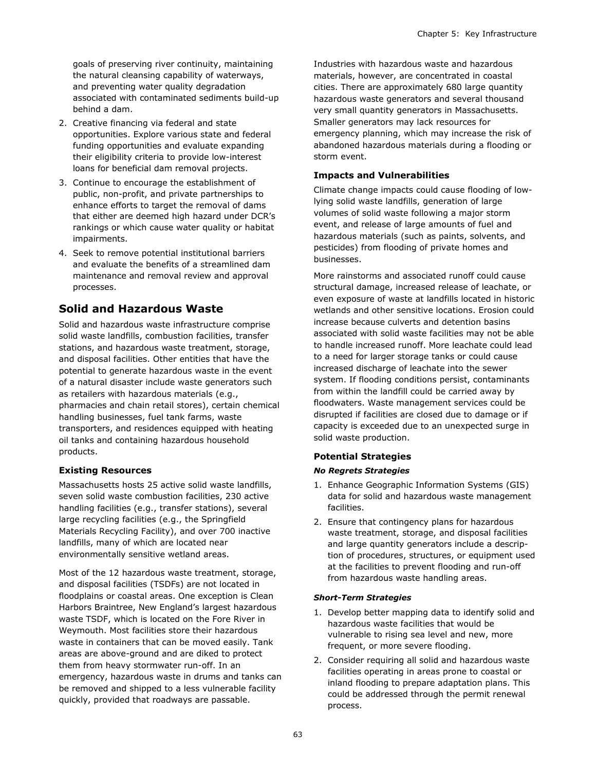goals of preserving river continuity, maintaining the natural cleansing capability of waterways, and preventing water quality degradation associated with contaminated sediments build-up behind a dam.

2. Creative financing via federal and state opportunities. Explore various state and federal funding opportunities and evaluate expanding their eligibility criteria to provide low-interest loans for beneficial dam removal projects.
3. Continue to encourage the establishment of public, non-profit, and private partnerships to enhance efforts to target the removal of dams that either are deemed high hazard under DCR's rankings or which cause water quality or habitat impairments.
4. Seek to remove potential institutional barriers and evaluate the benefits of a streamlined dam maintenance and removal review and approval processes.

## Solid and Hazardous Waste

Solid and hazardous waste infrastructure comprise solid waste landfills, combustion facilities, transfer stations, and hazardous waste treatment, storage, and disposal facilities. Other entities that have the potential to generate hazardous waste in the event of a natural disaster include waste generators such as retailers with hazardous materials (e.g., pharmacies and chain retail stores), certain chemical handling businesses, fuel tank farms, waste transporters, and residences equipped with heating oil tanks and containing hazardous household products.

### Existing Resources

Massachusetts hosts 25 active solid waste landfills, seven solid waste combustion facilities, 230 active handling facilities (e.g., transfer stations), several large recycling facilities (e.g., the Springfield Materials Recycling Facility), and over 700 inactive landfills, many of which are located near environmentally sensitive wetland areas.

Most of the 12 hazardous waste treatment, storage, and disposal facilities (TSDFs) are not located in floodplains or coastal areas. One exception is Clean Harbors Braintree, New England's largest hazardous waste TSDF, which is located on the Fore River in Weymouth. Most facilities store their hazardous waste in containers that can be moved easily. Tank areas are above-ground and are diked to protect them from heavy stormwater run-off. In an emergency, hazardous waste in drums and tanks can be removed and shipped to a less vulnerable facility quickly, provided that roadways are passable.

Industries with hazardous waste and hazardous materials, however, are concentrated in coastal cities. There are approximately 680 large quantity hazardous waste generators and several thousand very small quantity generators in Massachusetts. Smaller generators may lack resources for emergency planning, which may increase the risk of abandoned hazardous materials during a flooding or storm event.

### Impacts and Vulnerabilities

Climate change impacts could cause flooding of low-lying solid waste landfills, generation of large volumes of solid waste following a major storm event, and release of large amounts of fuel and hazardous materials (such as paints, solvents, and pesticides) from flooding of private homes and businesses.

More rainstorms and associated runoff could cause structural damage, increased release of leachate, or even exposure of waste at landfills located in historic wetlands and other sensitive locations. Erosion could increase because culverts and detention basins associated with solid waste facilities may not be able to handle increased runoff. More leachate could lead to a need for larger storage tanks or could cause increased discharge of leachate into the sewer system. If flooding conditions persist, contaminants from within the landfill could be carried away by floodwaters. Waste management services could be disrupted if facilities are closed due to damage or if capacity is exceeded due to an unexpected surge in solid waste production.

### Potential Strategies

#### *No Regrets Strategies*

1. Enhance Geographic Information Systems (GIS) data for solid and hazardous waste management facilities.
2. Ensure that contingency plans for hazardous waste treatment, storage, and disposal facilities and large quantity generators include a description of procedures, structures, or equipment used at the facilities to prevent flooding and run-off from hazardous waste handling areas.

#### *Short-Term Strategies*

1. Develop better mapping data to identify solid and hazardous waste facilities that would be vulnerable to rising sea level and new, more frequent, or more severe flooding.
2. Consider requiring all solid and hazardous waste facilities operating in areas prone to coastal or inland flooding to prepare adaptation plans. This could be addressed through the permit renewal process.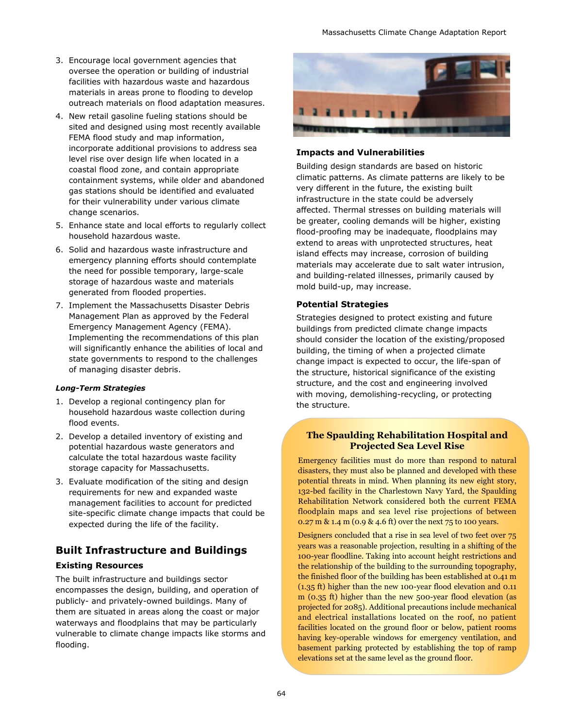3. Encourage local government agencies that oversee the operation or building of industrial facilities with hazardous waste and hazardous materials in areas prone to flooding to develop outreach materials on flood adaptation measures.
4. New retail gasoline fueling stations should be sited and designed using most recently available FEMA flood study and map information, incorporate additional provisions to address sea level rise over design life when located in a coastal flood zone, and contain appropriate containment systems, while older and abandoned gas stations should be identified and evaluated for their vulnerability under various climate change scenarios.
5. Enhance state and local efforts to regularly collect household hazardous waste.
6. Solid and hazardous waste infrastructure and emergency planning efforts should contemplate the need for possible temporary, large-scale storage of hazardous waste and materials generated from flooded properties.
7. Implement the Massachusetts Disaster Debris Management Plan as approved by the Federal Emergency Management Agency (FEMA). Implementing the recommendations of this plan will significantly enhance the abilities of local and state governments to respond to the challenges of managing disaster debris.

***Long-Term Strategies***

1. Develop a regional contingency plan for household hazardous waste collection during flood events.
2. Develop a detailed inventory of existing and potential hazardous waste generators and calculate the total hazardous waste facility storage capacity for Massachusetts.
3. Evaluate modification of the siting and design requirements for new and expanded waste management facilities to account for predicted site-specific climate change impacts that could be expected during the life of the facility.

## Built Infrastructure and Buildings

### Existing Resources

The built infrastructure and buildings sector encompasses the design, building, and operation of publicly- and privately-owned buildings. Many of them are situated in areas along the coast or major waterways and floodplains that may be particularly vulnerable to climate change impacts like storms and flooding.

### Impacts and Vulnerabilities

Building design standards are based on historic climatic patterns. As climate patterns are likely to be very different in the future, the existing built infrastructure in the state could be adversely affected. Thermal stresses on building materials will be greater, cooling demands will be higher, existing flood-proofing may be inadequate, floodplains may extend to areas with unprotected structures, heat island effects may increase, corrosion of building materials may accelerate due to salt water intrusion, and building-related illnesses, primarily caused by mold build-up, may increase.

### Potential Strategies

Strategies designed to protect existing and future buildings from predicted climate change impacts should consider the location of the existing/proposed building, the timing of when a projected climate change impact is expected to occur, the life-span of the structure, historical significance of the existing structure, and the cost and engineering involved with moving, demolishing-recycling, or protecting the structure.

**The Spaulding Rehabilitation Hospital and Projected Sea Level Rise**

Emergency facilities must do more than respond to natural disasters, they must also be planned and developed with these potential threats in mind. When planning its new eight story, 132-bed facility in the Charlestown Navy Yard, the Spaulding Rehabilitation Network considered both the current FEMA floodplain maps and sea level rise projections of between 0.27 m & 1.4 m (0.9 & 4.6 ft) over the next 75 to 100 years.

Designers concluded that a rise in sea level of two feet over 75 years was a reasonable projection, resulting in a shifting of the 100-year floodline. Taking into account height restrictions and the relationship of the building to the surrounding topography, the finished floor of the building has been established at 0.41 m (1.35 ft) higher than the new 100-year flood elevation and 0.11 m (0.35 ft) higher than the new 500-year flood elevation (as projected for 2085). Additional precautions include mechanical and electrical installations located on the roof, no patient facilities located on the ground floor or below, patient rooms having key-operable windows for emergency ventilation, and basement parking protected by establishing the top of ramp elevations set at the same level as the ground floor.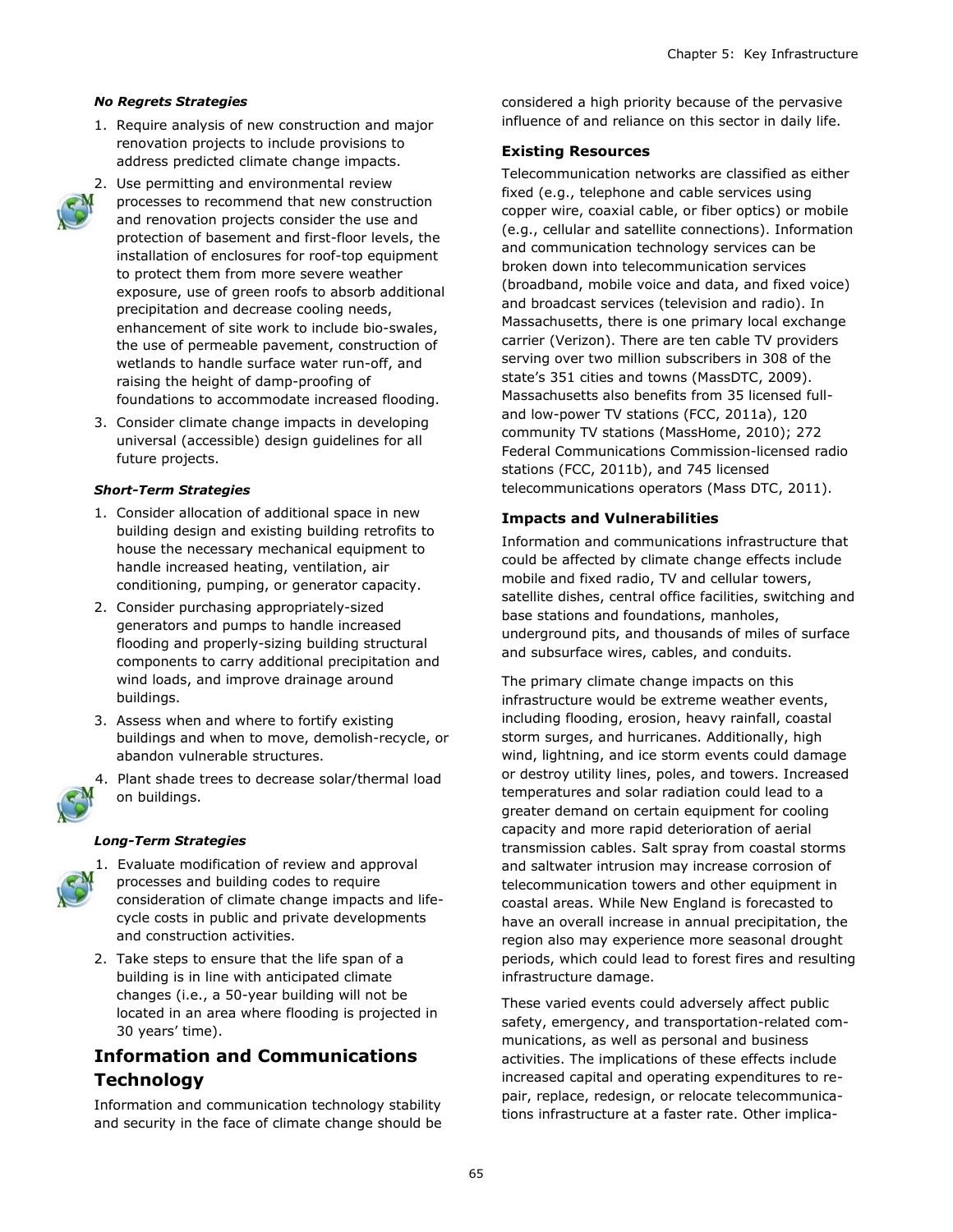***No Regrets Strategies***

1. Require analysis of new construction and major renovation projects to include provisions to address predicted climate change impacts.
2. Use permitting and environmental review processes to recommend that new construction and renovation projects consider the use and protection of basement and first-floor levels, the installation of enclosures for roof-top equipment to protect them from more severe weather exposure, use of green roofs to absorb additional precipitation and decrease cooling needs, enhancement of site work to include bio-swales, the use of permeable pavement, construction of wetlands to handle surface water run-off, and raising the height of damp-proofing of foundations to accommodate increased flooding.
3. Consider climate change impacts in developing universal (accessible) design guidelines for all future projects.

***Short-Term Strategies***

1. Consider allocation of additional space in new building design and existing building retrofits to house the necessary mechanical equipment to handle increased heating, ventilation, air conditioning, pumping, or generator capacity.
2. Consider purchasing appropriately-sized generators and pumps to handle increased flooding and properly-sizing building structural components to carry additional precipitation and wind loads, and improve drainage around buildings.
3. Assess when and where to fortify existing buildings and when to move, demolish-recycle, or abandon vulnerable structures.
4. Plant shade trees to decrease solar/thermal load on buildings.

***Long-Term Strategies***

1. Evaluate modification of review and approval processes and building codes to require consideration of climate change impacts and life-cycle costs in public and private developments and construction activities.
2. Take steps to ensure that the life span of a building is in line with anticipated climate changes (i.e., a 50-year building will not be located in an area where flooding is projected in 30 years' time).

## Information and Communications Technology

Information and communication technology stability and security in the face of climate change should be considered a high priority because of the pervasive influence of and reliance on this sector in daily life.

### Existing Resources

Telecommunication networks are classified as either fixed (e.g., telephone and cable services using copper wire, coaxial cable, or fiber optics) or mobile (e.g., cellular and satellite connections). Information and communication technology services can be broken down into telecommunication services (broadband, mobile voice and data, and fixed voice) and broadcast services (television and radio). In Massachusetts, there is one primary local exchange carrier (Verizon). There are ten cable TV providers serving over two million subscribers in 308 of the state's 351 cities and towns (MassDTC, 2009). Massachusetts also benefits from 35 licensed full- and low-power TV stations (FCC, 2011a), 120 community TV stations (MassHome, 2010); 272 Federal Communications Commission-licensed radio stations (FCC, 2011b), and 745 licensed telecommunications operators (Mass DTC, 2011).

### Impacts and Vulnerabilities

Information and communications infrastructure that could be affected by climate change effects include mobile and fixed radio, TV and cellular towers, satellite dishes, central office facilities, switching and base stations and foundations, manholes, underground pits, and thousands of miles of surface and subsurface wires, cables, and conduits.

The primary climate change impacts on this infrastructure would be extreme weather events, including flooding, erosion, heavy rainfall, coastal storm surges, and hurricanes. Additionally, high wind, lightning, and ice storm events could damage or destroy utility lines, poles, and towers. Increased temperatures and solar radiation could lead to a greater demand on certain equipment for cooling capacity and more rapid deterioration of aerial transmission cables. Salt spray from coastal storms and saltwater intrusion may increase corrosion of telecommunication towers and other equipment in coastal areas. While New England is forecasted to have an overall increase in annual precipitation, the region also may experience more seasonal drought periods, which could lead to forest fires and resulting infrastructure damage.

These varied events could adversely affect public safety, emergency, and transportation-related communications, as well as personal and business activities. The implications of these effects include increased capital and operating expenditures to repair, replace, redesign, or relocate telecommunications infrastructure at a faster rate. Other implica-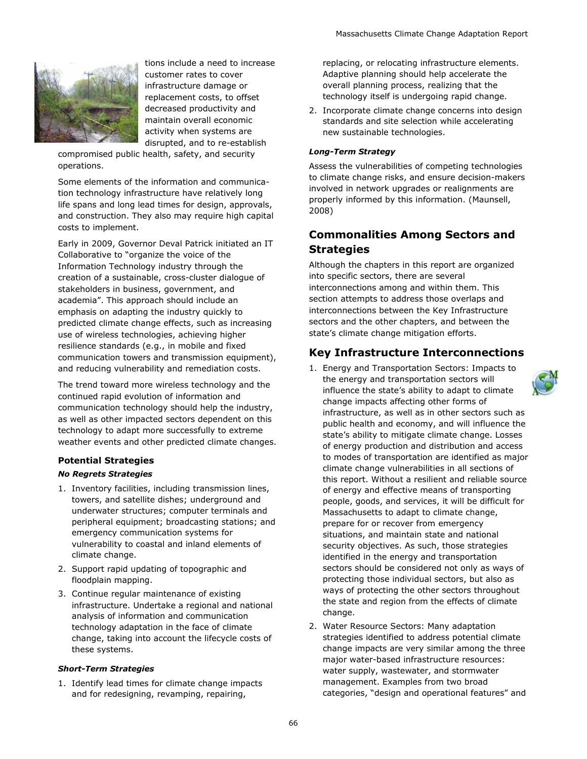tions include a need to increase customer rates to cover infrastructure damage or replacement costs, to offset decreased productivity and maintain overall economic activity when systems are disrupted, and to re-establish compromised public health, safety, and security operations.

Some elements of the information and communication technology infrastructure have relatively long life spans and long lead times for design, approvals, and construction. They also may require high capital costs to implement.

Early in 2009, Governor Deval Patrick initiated an IT Collaborative to "organize the voice of the Information Technology industry through the creation of a sustainable, cross-cluster dialogue of stakeholders in business, government, and academia". This approach should include an emphasis on adapting the industry quickly to predicted climate change effects, such as increasing use of wireless technologies, achieving higher resilience standards (e.g., in mobile and fixed communication towers and transmission equipment), and reducing vulnerability and remediation costs.

The trend toward more wireless technology and the continued rapid evolution of information and communication technology should help the industry, as well as other impacted sectors dependent on this technology to adapt more successfully to extreme weather events and other predicted climate changes.

### Potential Strategies

#### *No Regrets Strategies*

1. Inventory facilities, including transmission lines, towers, and satellite dishes; underground and underwater structures; computer terminals and peripheral equipment; broadcasting stations; and emergency communication systems for vulnerability to coastal and inland elements of climate change.
2. Support rapid updating of topographic and floodplain mapping.
3. Continue regular maintenance of existing infrastructure. Undertake a regional and national analysis of information and communication technology adaptation in the face of climate change, taking into account the lifecycle costs of these systems.

#### *Short-Term Strategies*

1. Identify lead times for climate change impacts and for redesigning, revamping, repairing, replacing, or relocating infrastructure elements. Adaptive planning should help accelerate the overall planning process, realizing that the technology itself is undergoing rapid change.
2. Incorporate climate change concerns into design standards and site selection while accelerating new sustainable technologies.

#### *Long-Term Strategy*

Assess the vulnerabilities of competing technologies to climate change risks, and ensure decision-makers involved in network upgrades or realignments are properly informed by this information. (Maunsell, 2008)

## Commonalities Among Sectors and Strategies

Although the chapters in this report are organized into specific sectors, there are several interconnections among and within them. This section attempts to address those overlaps and interconnections between the Key Infrastructure sectors and the other chapters, and between the state's climate change mitigation efforts.

## Key Infrastructure Interconnections

1. Energy and Transportation Sectors: Impacts to the energy and transportation sectors will influence the state's ability to adapt to climate change impacts affecting other forms of infrastructure, as well as in other sectors such as public health and economy, and will influence the state's ability to mitigate climate change. Losses of energy production and distribution and access to modes of transportation are identified as major climate change vulnerabilities in all sections of this report. Without a resilient and reliable source of energy and effective means of transporting people, goods, and services, it will be difficult for Massachusetts to adapt to climate change, prepare for or recover from emergency situations, and maintain state and national security objectives. As such, those strategies identified in the energy and transportation sectors should be considered not only as ways of protecting those individual sectors, but also as ways of protecting the other sectors throughout the state and region from the effects of climate change.
2. Water Resource Sectors: Many adaptation strategies identified to address potential climate change impacts are very similar among the three major water-based infrastructure resources: water supply, wastewater, and stormwater management. Examples from two broad categories, "design and operational features" and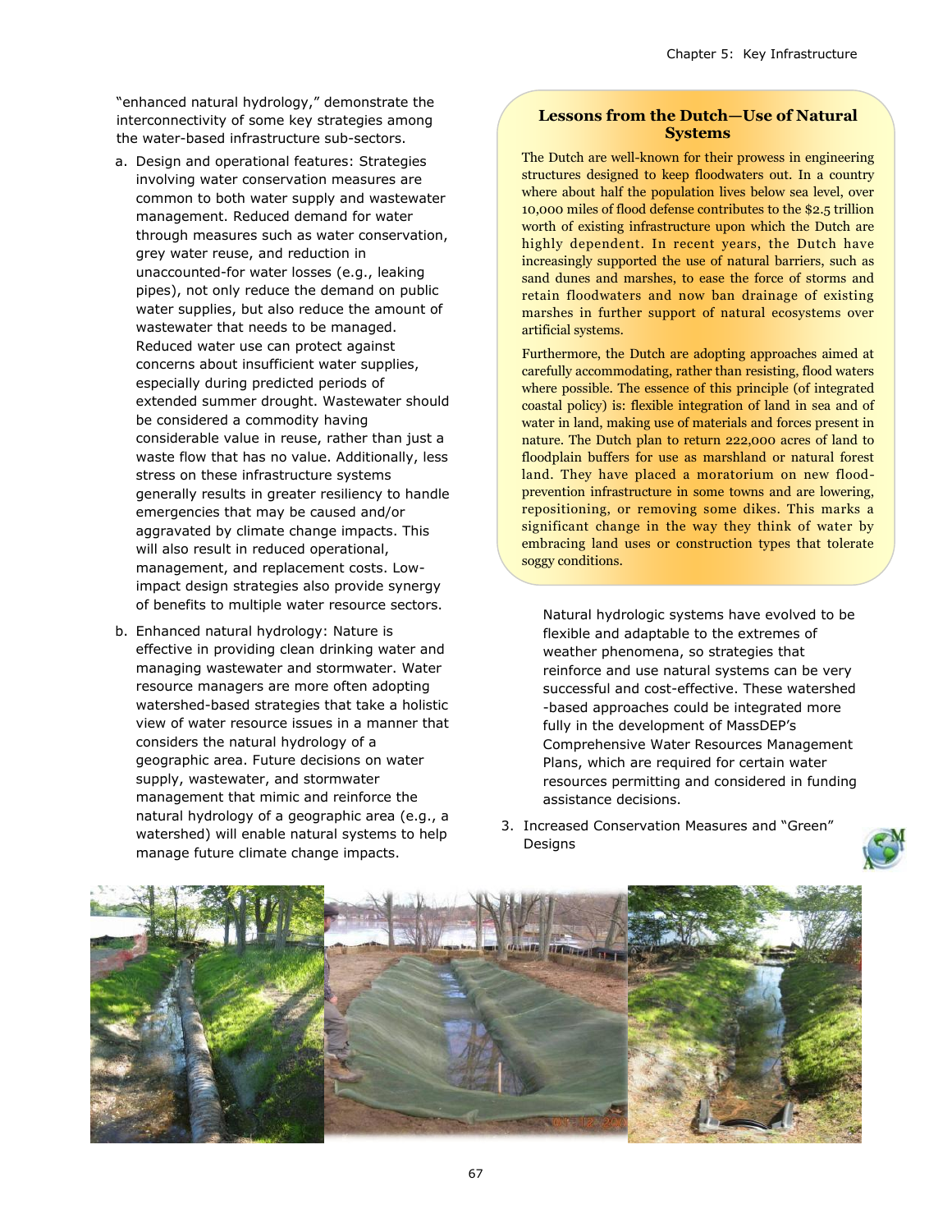"enhanced natural hydrology," demonstrate the interconnectivity of some key strategies among the water-based infrastructure sub-sectors.

a. Design and operational features: Strategies involving water conservation measures are common to both water supply and wastewater management. Reduced demand for water through measures such as water conservation, grey water reuse, and reduction in unaccounted-for water losses (e.g., leaking pipes), not only reduce the demand on public water supplies, but also reduce the amount of wastewater that needs to be managed. Reduced water use can protect against concerns about insufficient water supplies, especially during predicted periods of extended summer drought. Wastewater should be considered a commodity having considerable value in reuse, rather than just a waste flow that has no value. Additionally, less stress on these infrastructure systems generally results in greater resiliency to handle emergencies that may be caused and/or aggravated by climate change impacts. This will also result in reduced operational, management, and replacement costs. Low-impact design strategies also provide synergy of benefits to multiple water resource sectors.

b. Enhanced natural hydrology: Nature is effective in providing clean drinking water and managing wastewater and stormwater. Water resource managers are more often adopting watershed-based strategies that take a holistic view of water resource issues in a manner that considers the natural hydrology of a geographic area. Future decisions on water supply, wastewater, and stormwater management that mimic and reinforce the natural hydrology of a geographic area (e.g., a watershed) will enable natural systems to help manage future climate change impacts.

### Lessons from the Dutch—Use of Natural Systems

The Dutch are well-known for their prowess in engineering structures designed to keep floodwaters out. In a country where about half the population lives below sea level, over 10,000 miles of flood defense contributes to the $2.5 trillion worth of existing infrastructure upon which the Dutch are highly dependent. In recent years, the Dutch have increasingly supported the use of natural barriers, such as sand dunes and marshes, to ease the force of storms and retain floodwaters and now ban drainage of existing marshes in further support of natural ecosystems over artificial systems.

Furthermore, the Dutch are adopting approaches aimed at carefully accommodating, rather than resisting, flood waters where possible. The essence of this principle (of integrated coastal policy) is: flexible integration of land in sea and of water in land, making use of materials and forces present in nature. The Dutch plan to return 222,000 acres of land to floodplain buffers for use as marshland or natural forest land. They have placed a moratorium on new flood-prevention infrastructure in some towns and are lowering, repositioning, or removing some dikes. This marks a significant change in the way they think of water by embracing land uses or construction types that tolerate soggy conditions.

Natural hydrologic systems have evolved to be flexible and adaptable to the extremes of weather phenomena, so strategies that reinforce and use natural systems can be very successful and cost-effective. These watershed-based approaches could be integrated more fully in the development of MassDEP's Comprehensive Water Resources Management Plans, which are required for certain water resources permitting and considered in funding assistance decisions.

3. Increased Conservation Measures and "Green" Designs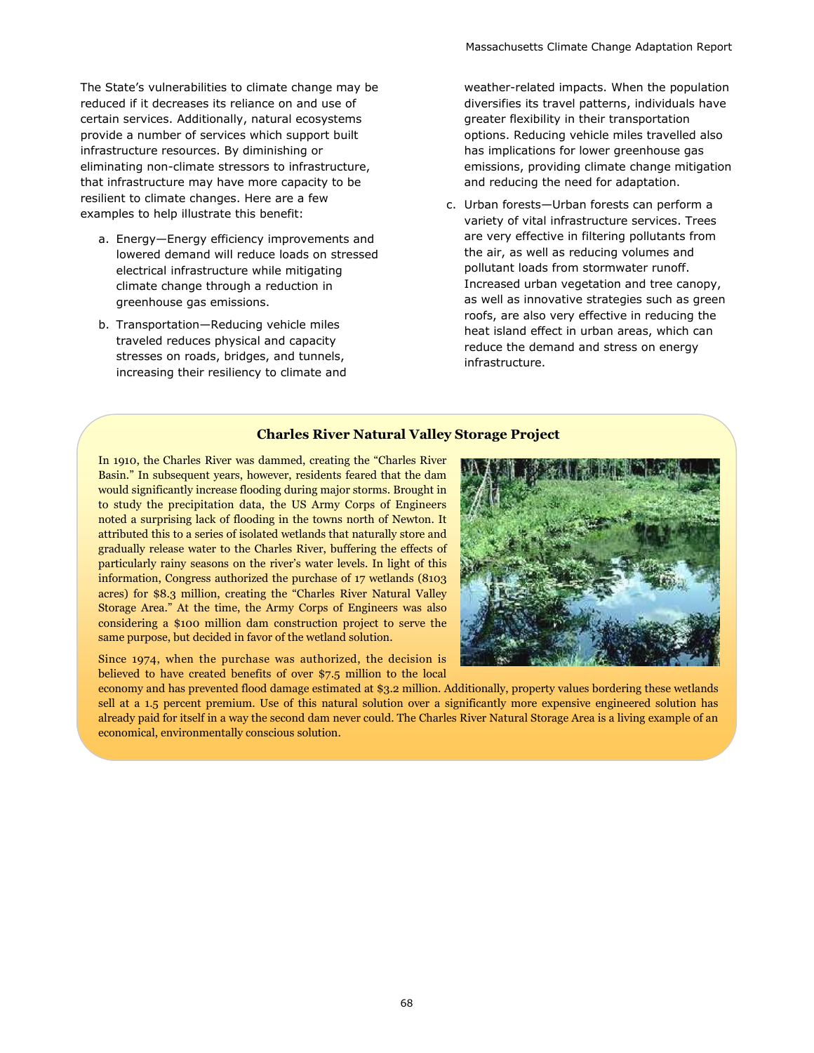The State's vulnerabilities to climate change may be reduced if it decreases its reliance on and use of certain services. Additionally, natural ecosystems provide a number of services which support built infrastructure resources. By diminishing or eliminating non-climate stressors to infrastructure, that infrastructure may have more capacity to be resilient to climate changes. Here are a few examples to help illustrate this benefit:

a. Energy—Energy efficiency improvements and lowered demand will reduce loads on stressed electrical infrastructure while mitigating climate change through a reduction in greenhouse gas emissions.

b. Transportation—Reducing vehicle miles traveled reduces physical and capacity stresses on roads, bridges, and tunnels, increasing their resiliency to climate and weather-related impacts. When the population diversifies its travel patterns, individuals have greater flexibility in their transportation options. Reducing vehicle miles travelled also has implications for lower greenhouse gas emissions, providing climate change mitigation and reducing the need for adaptation.

c. Urban forests—Urban forests can perform a variety of vital infrastructure services. Trees are very effective in filtering pollutants from the air, as well as reducing volumes and pollutant loads from stormwater runoff. Increased urban vegetation and tree canopy, as well as innovative strategies such as green roofs, are also very effective in reducing the heat island effect in urban areas, which can reduce the demand and stress on energy infrastructure.

### Charles River Natural Valley Storage Project

In 1910, the Charles River was dammed, creating the "Charles River Basin." In subsequent years, however, residents feared that the dam would significantly increase flooding during major storms. Brought in to study the precipitation data, the US Army Corps of Engineers noted a surprising lack of flooding in the towns north of Newton. It attributed this to a series of isolated wetlands that naturally store and gradually release water to the Charles River, buffering the effects of particularly rainy seasons on the river's water levels. In light of this information, Congress authorized the purchase of 17 wetlands (8103 acres) for $8.3 million, creating the "Charles River Natural Valley Storage Area." At the time, the Army Corps of Engineers was also considering a $100 million dam construction project to serve the same purpose, but decided in favor of the wetland solution.

Since 1974, when the purchase was authorized, the decision is believed to have created benefits of over $7.5 million to the local economy and has prevented flood damage estimated at $3.2 million. Additionally, property values bordering these wetlands sell at a 1.5 percent premium. Use of this natural solution over a significantly more expensive engineered solution has already paid for itself in a way the second dam never could. The Charles River Natural Storage Area is a living example of an economical, environmentally conscious solution.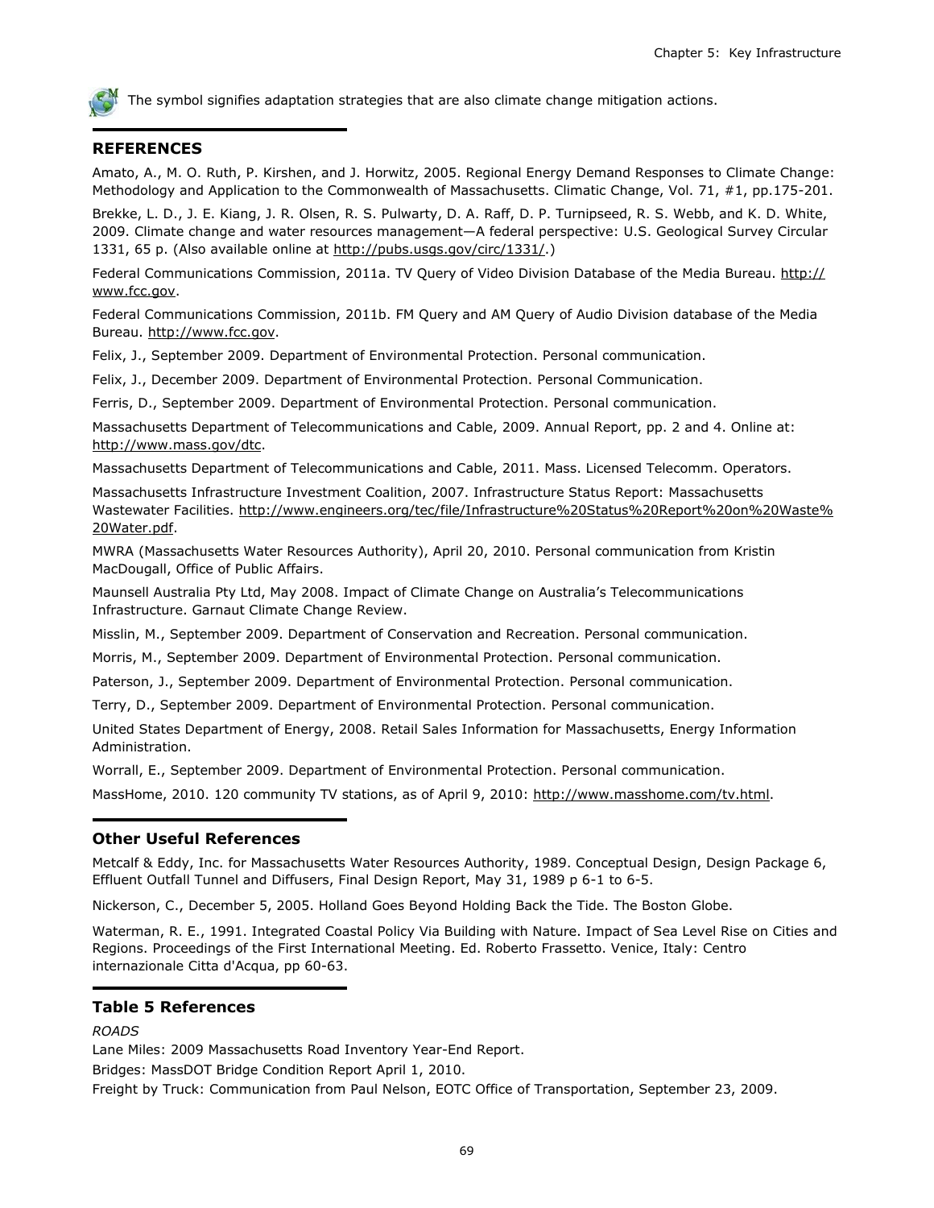The symbol signifies adaptation strategies that are also climate change mitigation actions.

## REFERENCES

Amato, A., M. O. Ruth, P. Kirshen, and J. Horwitz, 2005. Regional Energy Demand Responses to Climate Change: Methodology and Application to the Commonwealth of Massachusetts. Climatic Change, Vol. 71, #1, pp.175-201.

Brekke, L. D., J. E. Kiang, J. R. Olsen, R. S. Pulwarty, D. A. Raff, D. P. Turnipseed, R. S. Webb, and K. D. White, 2009. Climate change and water resources management—A federal perspective: U.S. Geological Survey Circular 1331, 65 p. (Also available online at http://pubs.usgs.gov/circ/1331/.)

Federal Communications Commission, 2011a. TV Query of Video Division Database of the Media Bureau. http://www.fcc.gov.

Federal Communications Commission, 2011b. FM Query and AM Query of Audio Division database of the Media Bureau. http://www.fcc.gov.

Felix, J., September 2009. Department of Environmental Protection. Personal communication.

Felix, J., December 2009. Department of Environmental Protection. Personal Communication.

Ferris, D., September 2009. Department of Environmental Protection. Personal communication.

Massachusetts Department of Telecommunications and Cable, 2009. Annual Report, pp. 2 and 4. Online at: http://www.mass.gov/dtc.

Massachusetts Department of Telecommunications and Cable, 2011. Mass. Licensed Telecomm. Operators.

Massachusetts Infrastructure Investment Coalition, 2007. Infrastructure Status Report: Massachusetts Wastewater Facilities. http://www.engineers.org/tec/file/Infrastructure%20Status%20Report%20on%20Waste%20Water.pdf.

MWRA (Massachusetts Water Resources Authority), April 20, 2010. Personal communication from Kristin MacDougall, Office of Public Affairs.

Maunsell Australia Pty Ltd, May 2008. Impact of Climate Change on Australia's Telecommunications Infrastructure. Garnaut Climate Change Review.

Misslin, M., September 2009. Department of Conservation and Recreation. Personal communication.

Morris, M., September 2009. Department of Environmental Protection. Personal communication.

Paterson, J., September 2009. Department of Environmental Protection. Personal communication.

Terry, D., September 2009. Department of Environmental Protection. Personal communication.

United States Department of Energy, 2008. Retail Sales Information for Massachusetts, Energy Information Administration.

Worrall, E., September 2009. Department of Environmental Protection. Personal communication.

MassHome, 2010. 120 community TV stations, as of April 9, 2010: http://www.masshome.com/tv.html.

## Other Useful References

Metcalf & Eddy, Inc. for Massachusetts Water Resources Authority, 1989. Conceptual Design, Design Package 6, Effluent Outfall Tunnel and Diffusers, Final Design Report, May 31, 1989 p 6-1 to 6-5.

Nickerson, C., December 5, 2005. Holland Goes Beyond Holding Back the Tide. The Boston Globe.

Waterman, R. E., 1991. Integrated Coastal Policy Via Building with Nature. Impact of Sea Level Rise on Cities and Regions. Proceedings of the First International Meeting. Ed. Roberto Frassetto. Venice, Italy: Centro internazionale Citta d'Acqua, pp 60-63.

## Table 5 References

*ROADS*

Lane Miles: 2009 Massachusetts Road Inventory Year-End Report.

Bridges: MassDOT Bridge Condition Report April 1, 2010.

Freight by Truck: Communication from Paul Nelson, EOTC Office of Transportation, September 23, 2009.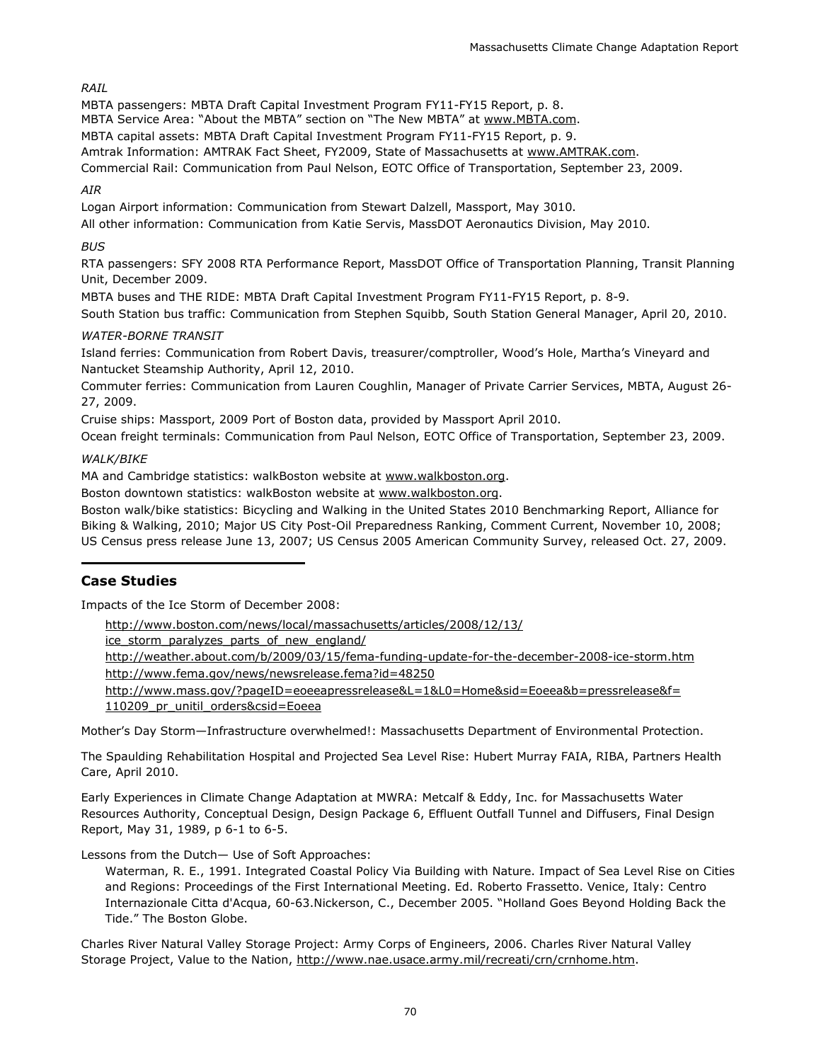*RAIL*

MBTA passengers: MBTA Draft Capital Investment Program FY11-FY15 Report, p. 8.
MBTA Service Area: "About the MBTA" section on "The New MBTA" at www.MBTA.com.
MBTA capital assets: MBTA Draft Capital Investment Program FY11-FY15 Report, p. 9.
Amtrak Information: AMTRAK Fact Sheet, FY2009, State of Massachusetts at www.AMTRAK.com.
Commercial Rail: Communication from Paul Nelson, EOTC Office of Transportation, September 23, 2009.

*AIR*

Logan Airport information: Communication from Stewart Dalzell, Massport, May 3010.
All other information: Communication from Katie Servis, MassDOT Aeronautics Division, May 2010.

*BUS*

RTA passengers: SFY 2008 RTA Performance Report, MassDOT Office of Transportation Planning, Transit Planning Unit, December 2009.
MBTA buses and THE RIDE: MBTA Draft Capital Investment Program FY11-FY15 Report, p. 8-9.
South Station bus traffic: Communication from Stephen Squibb, South Station General Manager, April 20, 2010.

*WATER-BORNE TRANSIT*

Island ferries: Communication from Robert Davis, treasurer/comptroller, Wood's Hole, Martha's Vineyard and Nantucket Steamship Authority, April 12, 2010.
Commuter ferries: Communication from Lauren Coughlin, Manager of Private Carrier Services, MBTA, August 26-27, 2009.
Cruise ships: Massport, 2009 Port of Boston data, provided by Massport April 2010.
Ocean freight terminals: Communication from Paul Nelson, EOTC Office of Transportation, September 23, 2009.

*WALK/BIKE*

MA and Cambridge statistics: walkBoston website at www.walkboston.org.
Boston downtown statistics: walkBoston website at www.walkboston.org.
Boston walk/bike statistics: Bicycling and Walking in the United States 2010 Benchmarking Report, Alliance for Biking & Walking, 2010; Major US City Post-Oil Preparedness Ranking, Comment Current, November 10, 2008; US Census press release June 13, 2007; US Census 2005 American Community Survey, released Oct. 27, 2009.

## Case Studies

Impacts of the Ice Storm of December 2008:

http://www.boston.com/news/local/massachusetts/articles/2008/12/13/ice_storm_paralyzes_parts_of_new_england/
http://weather.about.com/b/2009/03/15/fema-funding-update-for-the-december-2008-ice-storm.htm
http://www.fema.gov/news/newsrelease.fema?id=48250
http://www.mass.gov/?pageID=eoeeapressrelease&L=1&L0=Home&sid=Eoeea&b=pressrelease&f=110209_pr_unitil_orders&csid=Eoeea

Mother's Day Storm—Infrastructure overwhelmed!: Massachusetts Department of Environmental Protection.

The Spaulding Rehabilitation Hospital and Projected Sea Level Rise: Hubert Murray FAIA, RIBA, Partners Health Care, April 2010.

Early Experiences in Climate Change Adaptation at MWRA: Metcalf & Eddy, Inc. for Massachusetts Water Resources Authority, Conceptual Design, Design Package 6, Effluent Outfall Tunnel and Diffusers, Final Design Report, May 31, 1989, p 6-1 to 6-5.

Lessons from the Dutch— Use of Soft Approaches:

Waterman, R. E., 1991. Integrated Coastal Policy Via Building with Nature. Impact of Sea Level Rise on Cities and Regions: Proceedings of the First International Meeting. Ed. Roberto Frassetto. Venice, Italy: Centro Internazionale Citta d'Acqua, 60-63.Nickerson, C., December 2005. "Holland Goes Beyond Holding Back the Tide." The Boston Globe.

Charles River Natural Valley Storage Project: Army Corps of Engineers, 2006. Charles River Natural Valley Storage Project, Value to the Nation, http://www.nae.usace.army.mil/recreati/crn/crnhome.htm.